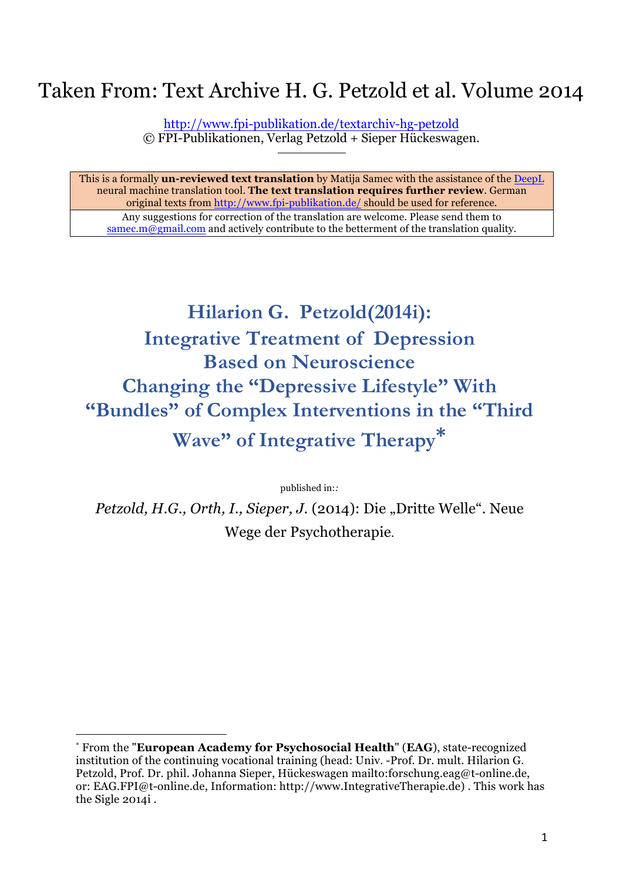# Taken From: Text Archive H. G. Petzold et al. Volume 2014

http://www.fpi-publikation.de/textarchiv-hg-petzold
© FPI-Publikationen, Verlag Petzold + Sieper Hückeswagen.

---

| This is a formally **un-reviewed text translation** by Matija Samec with the assistance of the DeepL neural machine translation tool. **The text translation requires further review**. German original texts from http://www.fpi-publikation.de/ should be used for reference. |
| --- |
| Any suggestions for correction of the translation are welcome. Please send them to samec.m@gmail.com and actively contribute to the betterment of the translation quality. |

# Hilarion G. Petzold(2014i): Integrative Treatment of Depression Based on Neuroscience Changing the "Depressive Lifestyle" With "Bundles" of Complex Interventions in the "Third Wave" of Integrative Therapy*

published in::

*Petzold, H.G., Orth, I., Sieper, J.* (2014): Die „Dritte Welle". Neue Wege der Psychotherapie.

---

* From the "**European Academy for Psychosocial Health**" (**EAG**), state-recognized institution of the continuing vocational training (head: Univ. -Prof. Dr. mult. Hilarion G. Petzold, Prof. Dr. phil. Johanna Sieper, Hückeswagen mailto:forschung.eag@t-online.de, or: EAG.FPI@t-online.de, Information: http://www.IntegrativeTherapie.de) . This work has the Sigle 2014i .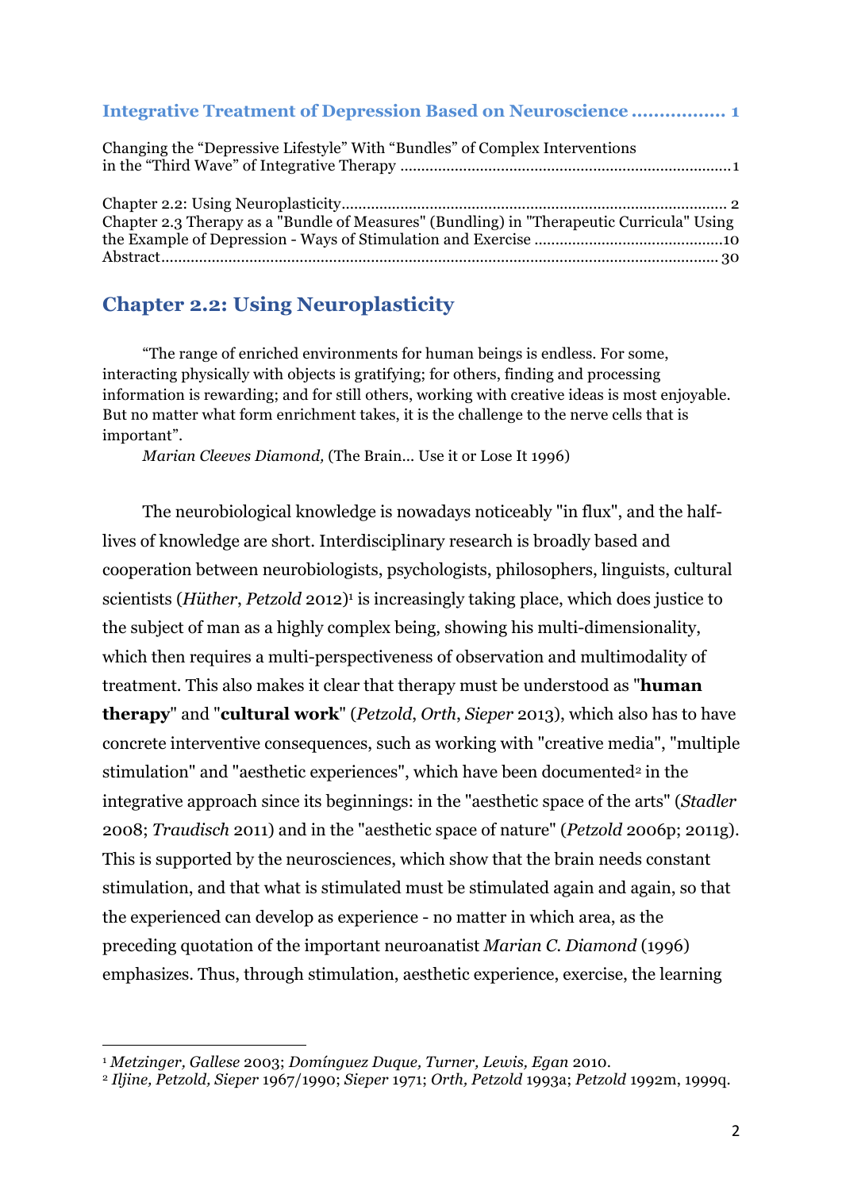**Integrative Treatment of Depression Based on Neuroscience ................ 1**

Changing the "Depressive Lifestyle" With "Bundles" of Complex Interventions in the "Third Wave" of Integrative Therapy ............................................................................1

Chapter 2.2: Using Neuroplasticity........................................................................................ 2
Chapter 2.3 Therapy as a "Bundle of Measures" (Bundling) in "Therapeutic Curricula" Using the Example of Depression - Ways of Stimulation and Exercise ............................................10
Abstract.................................................................................................................................. 30

## Chapter 2.2: Using Neuroplasticity

> "The range of enriched environments for human beings is endless. For some, interacting physically with objects is gratifying; for others, finding and processing information is rewarding; and for still others, working with creative ideas is most enjoyable. But no matter what form enrichment takes, it is the challenge to the nerve cells that is important".
>
> *Marian Cleeves Diamond,* (The Brain... Use it or Lose It 1996)

The neurobiological knowledge is nowadays noticeably "in flux", and the half-lives of knowledge are short. Interdisciplinary research is broadly based and cooperation between neurobiologists, psychologists, philosophers, linguists, cultural scientists (*Hüther*, *Petzold* 2012)[1] is increasingly taking place, which does justice to the subject of man as a highly complex being, showing his multi-dimensionality, which then requires a multi-perspectiveness of observation and multimodality of treatment. This also makes it clear that therapy must be understood as "**human therapy**" and "**cultural work**" (*Petzold*, *Orth*, *Sieper* 2013), which also has to have concrete interventive consequences, such as working with "creative media", "multiple stimulation" and "aesthetic experiences", which have been documented[2] in the integrative approach since its beginnings: in the "aesthetic space of the arts" (*Stadler* 2008; *Traudisch* 2011) and in the "aesthetic space of nature" (*Petzold* 2006p; 2011g). This is supported by the neurosciences, which show that the brain needs constant stimulation, and that what is stimulated must be stimulated again and again, so that the experienced can develop as experience - no matter in which area, as the preceding quotation of the important neuroanatist *Marian C. Diamond* (1996) emphasizes. Thus, through stimulation, aesthetic experience, exercise, the learning

---

[1] *Metzinger, Gallese* 2003; *Domínguez Duque, Turner, Lewis, Egan* 2010.
[2] *Iljine, Petzold, Sieper* 1967/1990; *Sieper* 1971; *Orth, Petzold* 1993a; *Petzold* 1992m, 1999q.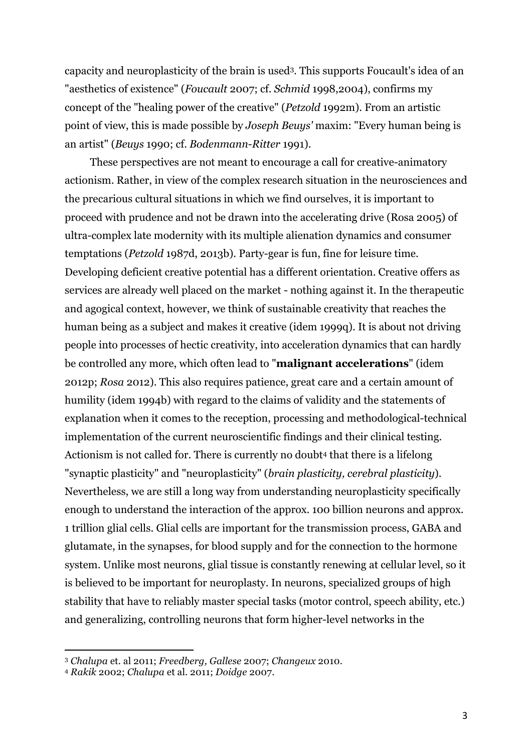capacity and neuroplasticity of the brain is used[3]. This supports Foucault's idea of an "aesthetics of existence" (*Foucault* 2007; cf. *Schmid* 1998,2004), confirms my concept of the "healing power of the creative" (*Petzold* 1992m). From an artistic point of view, this is made possible by *Joseph Beuys'* maxim: "Every human being is an artist" (*Beuys* 1990; cf. *Bodenmann-Ritter* 1991).

These perspectives are not meant to encourage a call for creative-animatory actionism. Rather, in view of the complex research situation in the neurosciences and the precarious cultural situations in which we find ourselves, it is important to proceed with prudence and not be drawn into the accelerating drive (Rosa 2005) of ultra-complex late modernity with its multiple alienation dynamics and consumer temptations (*Petzold* 1987d, 2013b). Party-gear is fun, fine for leisure time. Developing deficient creative potential has a different orientation. Creative offers as services are already well placed on the market - nothing against it. In the therapeutic and agogical context, however, we think of sustainable creativity that reaches the human being as a subject and makes it creative (idem 1999q). It is about not driving people into processes of hectic creativity, into acceleration dynamics that can hardly be controlled any more, which often lead to "**malignant accelerations**" (idem 2012p; *Rosa* 2012). This also requires patience, great care and a certain amount of humility (idem 1994b) with regard to the claims of validity and the statements of explanation when it comes to the reception, processing and methodological-technical implementation of the current neuroscientific findings and their clinical testing. Actionism is not called for. There is currently no doubt[4] that there is a lifelong "synaptic plasticity" and "neuroplasticity" (*brain plasticity, cerebral plasticity*). Nevertheless, we are still a long way from understanding neuroplasticity specifically enough to understand the interaction of the approx. 100 billion neurons and approx. 1 trillion glial cells. Glial cells are important for the transmission process, GABA and glutamate, in the synapses, for blood supply and for the connection to the hormone system. Unlike most neurons, glial tissue is constantly renewing at cellular level, so it is believed to be important for neuroplasty. In neurons, specialized groups of high stability that have to reliably master special tasks (motor control, speech ability, etc.) and generalizing, controlling neurons that form higher-level networks in the

---

[3] *Chalupa* et. al 2011; *Freedberg, Gallese* 2007; *Changeux* 2010.

[4] *Rakik* 2002; *Chalupa* et al. 2011; *Doidge* 2007.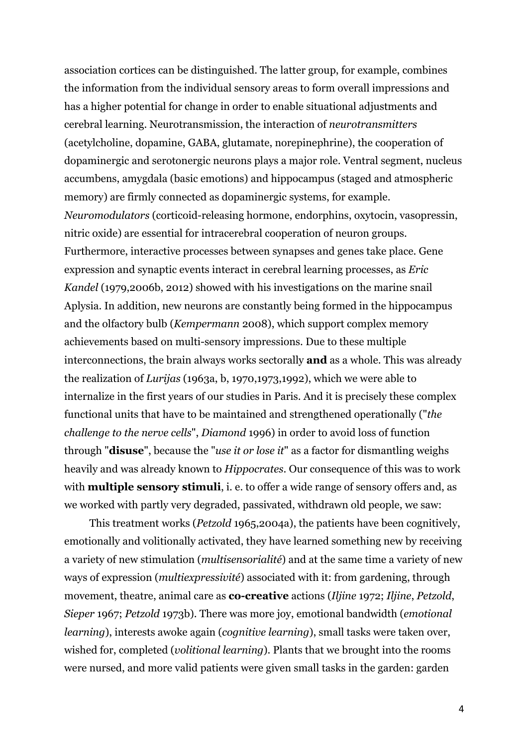association cortices can be distinguished. The latter group, for example, combines the information from the individual sensory areas to form overall impressions and has a higher potential for change in order to enable situational adjustments and cerebral learning. Neurotransmission, the interaction of *neurotransmitters* (acetylcholine, dopamine, GABA, glutamate, norepinephrine), the cooperation of dopaminergic and serotonergic neurons plays a major role. Ventral segment, nucleus accumbens, amygdala (basic emotions) and hippocampus (staged and atmospheric memory) are firmly connected as dopaminergic systems, for example. *Neuromodulators* (corticoid-releasing hormone, endorphins, oxytocin, vasopressin, nitric oxide) are essential for intracerebral cooperation of neuron groups. Furthermore, interactive processes between synapses and genes take place. Gene expression and synaptic events interact in cerebral learning processes, as *Eric Kandel* (1979,2006b, 2012) showed with his investigations on the marine snail Aplysia. In addition, new neurons are constantly being formed in the hippocampus and the olfactory bulb (*Kempermann* 2008), which support complex memory achievements based on multi-sensory impressions. Due to these multiple interconnections, the brain always works sectorally **and** as a whole. This was already the realization of *Lurijas* (1963a, b, 1970,1973,1992), which we were able to internalize in the first years of our studies in Paris. And it is precisely these complex functional units that have to be maintained and strengthened operationally ("*the challenge to the nerve cells*", *Diamond* 1996) in order to avoid loss of function through "**disuse**", because the "*use it or lose it*" as a factor for dismantling weighs heavily and was already known to *Hippocrates*. Our consequence of this was to work with **multiple sensory stimuli**, i. e. to offer a wide range of sensory offers and, as we worked with partly very degraded, passivated, withdrawn old people, we saw:

This treatment works (*Petzold* 1965,2004a), the patients have been cognitively, emotionally and volitionally activated, they have learned something new by receiving a variety of new stimulation (*multisensorialité*) and at the same time a variety of new ways of expression (*multiexpressivité*) associated with it: from gardening, through movement, theatre, animal care as **co-creative** actions (*Iljine* 1972; *Iljine*, *Petzold*, *Sieper* 1967; *Petzold* 1973b). There was more joy, emotional bandwidth (*emotional learning*), interests awoke again (*cognitive learning*), small tasks were taken over, wished for, completed (*volitional learning*). Plants that we brought into the rooms were nursed, and more valid patients were given small tasks in the garden: garden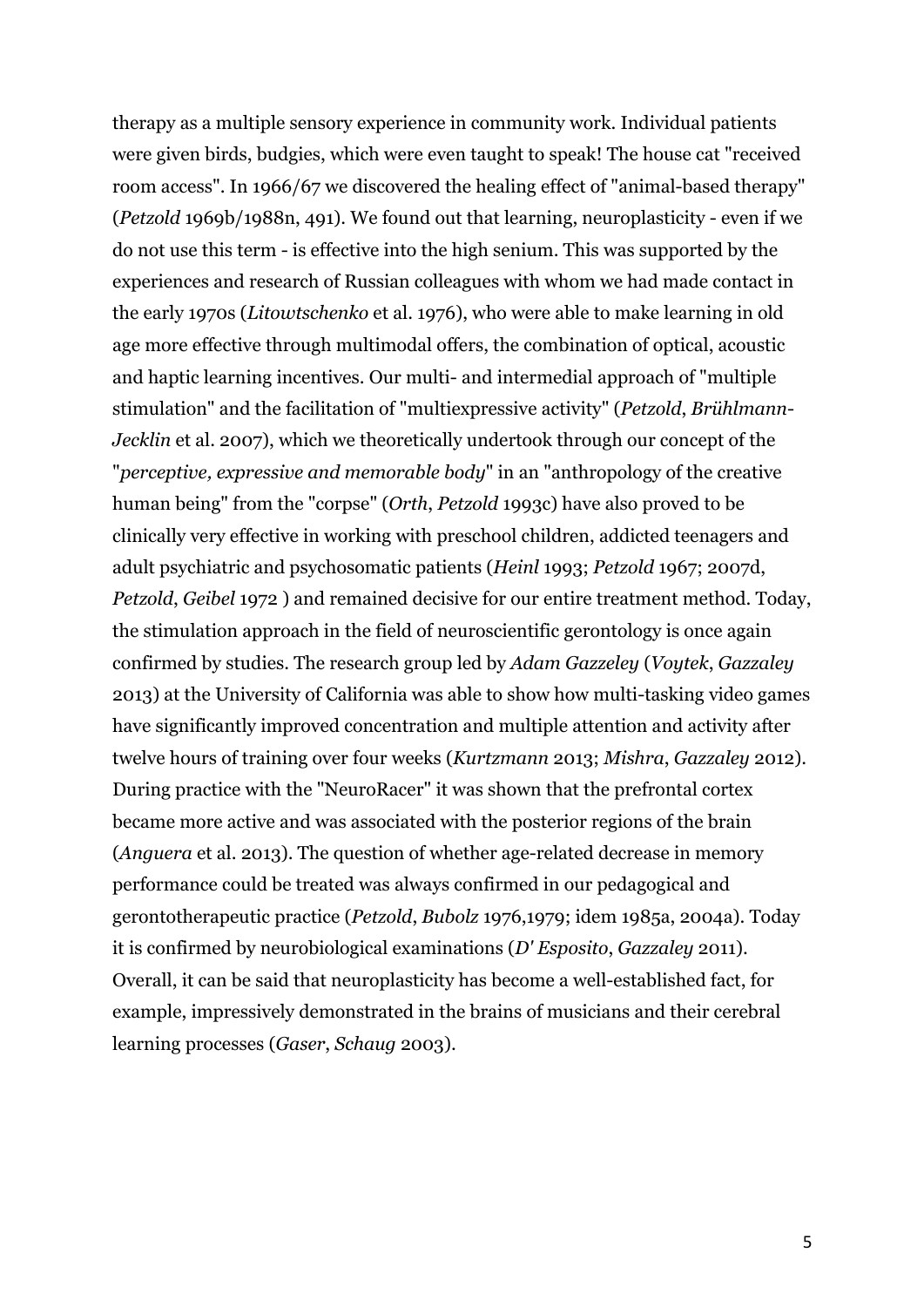therapy as a multiple sensory experience in community work. Individual patients were given birds, budgies, which were even taught to speak! The house cat "received room access". In 1966/67 we discovered the healing effect of "animal-based therapy" (*Petzold* 1969b/1988n, 491). We found out that learning, neuroplasticity - even if we do not use this term - is effective into the high senium. This was supported by the experiences and research of Russian colleagues with whom we had made contact in the early 1970s (*Litowtschenko* et al. 1976), who were able to make learning in old age more effective through multimodal offers, the combination of optical, acoustic and haptic learning incentives. Our multi- and intermedial approach of "multiple stimulation" and the facilitation of "multiexpressive activity" (*Petzold*, *Brühlmann-Jecklin* et al. 2007), which we theoretically undertook through our concept of the "*perceptive, expressive and memorable body*" in an "anthropology of the creative human being" from the "corpse" (*Orth*, *Petzold* 1993c) have also proved to be clinically very effective in working with preschool children, addicted teenagers and adult psychiatric and psychosomatic patients (*Heinl* 1993; *Petzold* 1967; 2007d, *Petzold*, *Geibel* 1972 ) and remained decisive for our entire treatment method. Today, the stimulation approach in the field of neuroscientific gerontology is once again confirmed by studies. The research group led by *Adam Gazzeley* (*Voytek*, *Gazzaley* 2013) at the University of California was able to show how multi-tasking video games have significantly improved concentration and multiple attention and activity after twelve hours of training over four weeks (*Kurtzmann* 2013; *Mishra*, *Gazzaley* 2012). During practice with the "NeuroRacer" it was shown that the prefrontal cortex became more active and was associated with the posterior regions of the brain (*Anguera* et al. 2013). The question of whether age-related decrease in memory performance could be treated was always confirmed in our pedagogical and gerontotherapeutic practice (*Petzold*, *Bubolz* 1976,1979; idem 1985a, 2004a). Today it is confirmed by neurobiological examinations (*D' Esposito*, *Gazzaley* 2011). Overall, it can be said that neuroplasticity has become a well-established fact, for example, impressively demonstrated in the brains of musicians and their cerebral learning processes (*Gaser*, *Schaug* 2003).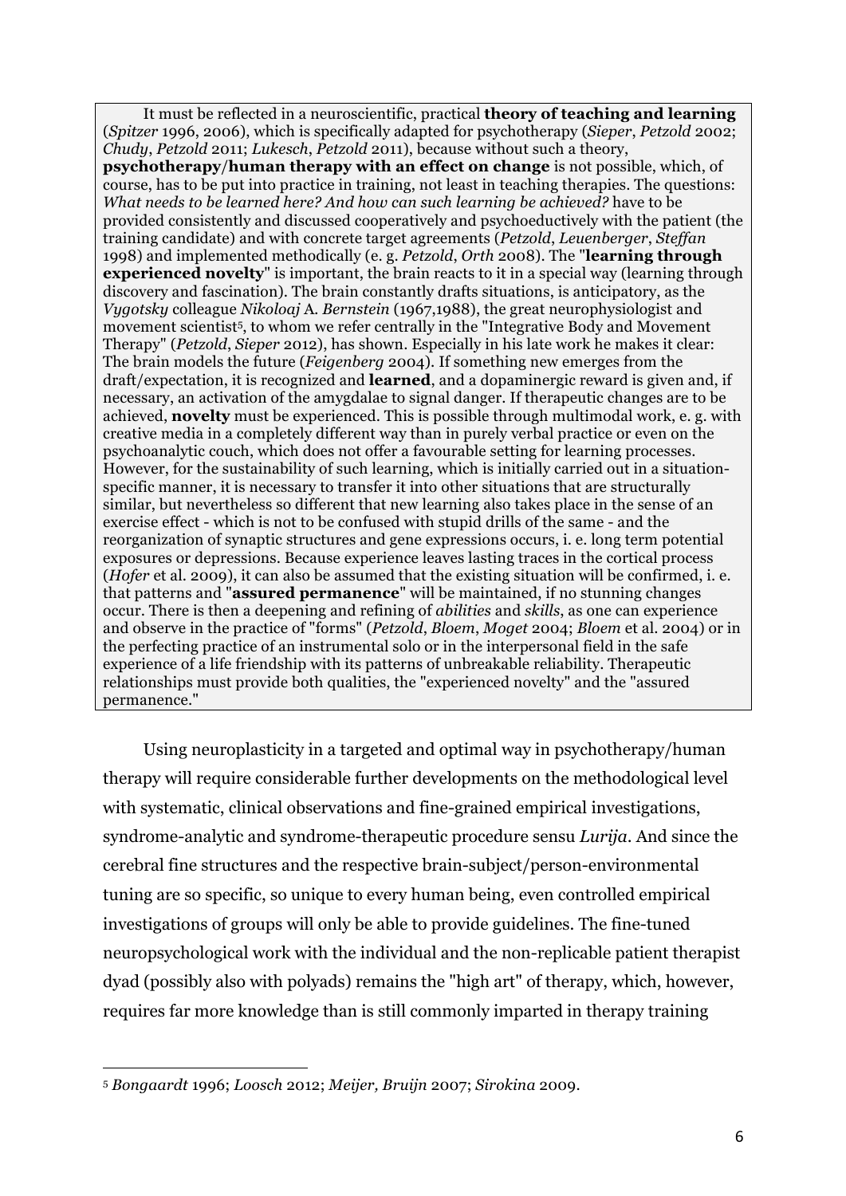It must be reflected in a neuroscientific, practical **theory of teaching and learning** (*Spitzer* 1996, 2006), which is specifically adapted for psychotherapy (*Sieper*, *Petzold* 2002; *Chudy*, *Petzold* 2011; *Lukesch*, *Petzold* 2011), because without such a theory, **psychotherapy/human therapy with an effect on change** is not possible, which, of course, has to be put into practice in training, not least in teaching therapies. The questions: *What needs to be learned here? And how can such learning be achieved?* have to be provided consistently and discussed cooperatively and psychoeductively with the patient (the training candidate) and with concrete target agreements (*Petzold*, *Leuenberger*, *Steffan* 1998) and implemented methodically (e. g. *Petzold*, *Orth* 2008). The "**learning through experienced novelty**" is important, the brain reacts to it in a special way (learning through discovery and fascination). The brain constantly drafts situations, is anticipatory, as the *Vygotsky* colleague *Nikoloaj* A. *Bernstein* (1967,1988), the great neurophysiologist and movement scientist[5], to whom we refer centrally in the "Integrative Body and Movement Therapy" (*Petzold*, *Sieper* 2012), has shown. Especially in his late work he makes it clear: The brain models the future (*Feigenberg* 2004). If something new emerges from the draft/expectation, it is recognized and **learned**, and a dopaminergic reward is given and, if necessary, an activation of the amygdalae to signal danger. If therapeutic changes are to be achieved, **novelty** must be experienced. This is possible through multimodal work, e. g. with creative media in a completely different way than in purely verbal practice or even on the psychoanalytic couch, which does not offer a favourable setting for learning processes. However, for the sustainability of such learning, which is initially carried out in a situation-specific manner, it is necessary to transfer it into other situations that are structurally similar, but nevertheless so different that new learning also takes place in the sense of an exercise effect - which is not to be confused with stupid drills of the same - and the reorganization of synaptic structures and gene expressions occurs, i. e. long term potential exposures or depressions. Because experience leaves lasting traces in the cortical process (*Hofer* et al. 2009), it can also be assumed that the existing situation will be confirmed, i. e. that patterns and "**assured permanence**" will be maintained, if no stunning changes occur. There is then a deepening and refining of *abilities* and *skills*, as one can experience and observe in the practice of "forms" (*Petzold*, *Bloem*, *Moget* 2004; *Bloem* et al. 2004) or in the perfecting practice of an instrumental solo or in the interpersonal field in the safe experience of a life friendship with its patterns of unbreakable reliability. Therapeutic relationships must provide both qualities, the "experienced novelty" and the "assured permanence."

Using neuroplasticity in a targeted and optimal way in psychotherapy/human therapy will require considerable further developments on the methodological level with systematic, clinical observations and fine-grained empirical investigations, syndrome-analytic and syndrome-therapeutic procedure sensu *Lurija*. And since the cerebral fine structures and the respective brain-subject/person-environmental tuning are so specific, so unique to every human being, even controlled empirical investigations of groups will only be able to provide guidelines. The fine-tuned neuropsychological work with the individual and the non-replicable patient therapist dyad (possibly also with polyads) remains the "high art" of therapy, which, however, requires far more knowledge than is still commonly imparted in therapy training

---

[5] *Bongaardt* 1996; *Loosch* 2012; *Meijer, Bruijn* 2007; *Sirokina* 2009.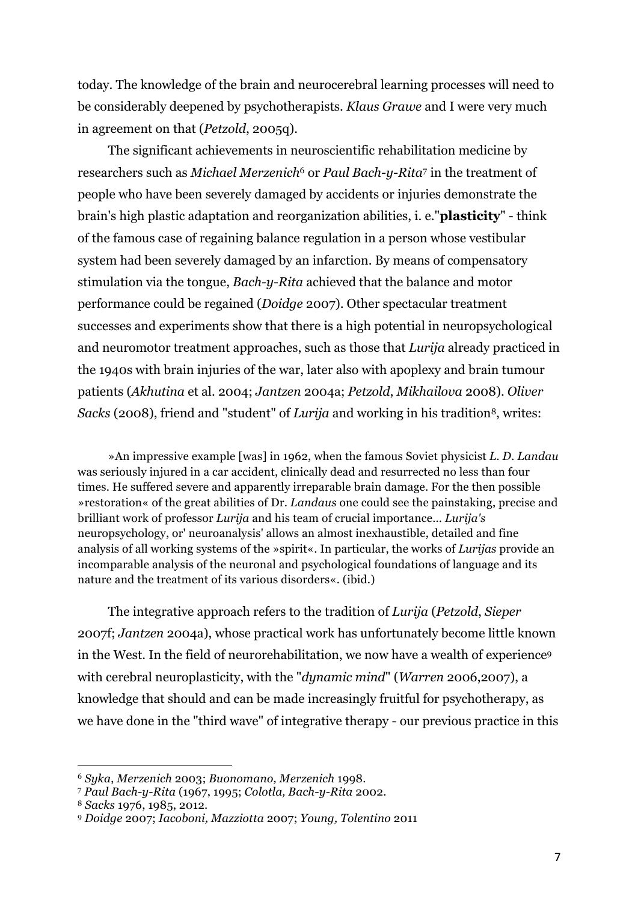today. The knowledge of the brain and neurocerebral learning processes will need to be considerably deepened by psychotherapists. *Klaus Grawe* and I were very much in agreement on that (*Petzold*, 2005q).

The significant achievements in neuroscientific rehabilitation medicine by researchers such as *Michael Merzenich*[6] or *Paul Bach-y-Rita*[7] in the treatment of people who have been severely damaged by accidents or injuries demonstrate the brain's high plastic adaptation and reorganization abilities, i. e."**plasticity**" - think of the famous case of regaining balance regulation in a person whose vestibular system had been severely damaged by an infarction. By means of compensatory stimulation via the tongue, *Bach-y-Rita* achieved that the balance and motor performance could be regained (*Doidge* 2007). Other spectacular treatment successes and experiments show that there is a high potential in neuropsychological and neuromotor treatment approaches, such as those that *Lurija* already practiced in the 1940s with brain injuries of the war, later also with apoplexy and brain tumour patients (*Akhutina* et al. 2004; *Jantzen* 2004a; *Petzold*, *Mikhailova* 2008). *Oliver Sacks* (2008), friend and "student" of *Lurija* and working in his tradition[8], writes:

> »An impressive example [was] in 1962, when the famous Soviet physicist *L. D. Landau* was seriously injured in a car accident, clinically dead and resurrected no less than four times. He suffered severe and apparently irreparable brain damage. For the then possible »restoration« of the great abilities of Dr. *Landaus* one could see the painstaking, precise and brilliant work of professor *Lurija* and his team of crucial importance... *Lurija's* neuropsychology, or' neuroanalysis' allows an almost inexhaustible, detailed and fine analysis of all working systems of the »spirit«. In particular, the works of *Lurijas* provide an incomparable analysis of the neuronal and psychological foundations of language and its nature and the treatment of its various disorders«. (ibid.)

The integrative approach refers to the tradition of *Lurija* (*Petzold*, *Sieper* 2007f; *Jantzen* 2004a), whose practical work has unfortunately become little known in the West. In the field of neurorehabilitation, we now have a wealth of experience[9] with cerebral neuroplasticity, with the "*dynamic mind*" (*Warren* 2006,2007), a knowledge that should and can be made increasingly fruitful for psychotherapy, as we have done in the "third wave" of integrative therapy - our previous practice in this

---

[6] *Syka*, *Merzenich* 2003; *Buonomano, Merzenich* 1998.

[7] *Paul Bach-y-Rita* (1967, 1995; *Colotla, Bach-y-Rita* 2002.

[8] *Sacks* 1976, 1985, 2012.

[9] *Doidge* 2007; *Iacoboni, Mazziotta* 2007; *Young, Tolentino* 2011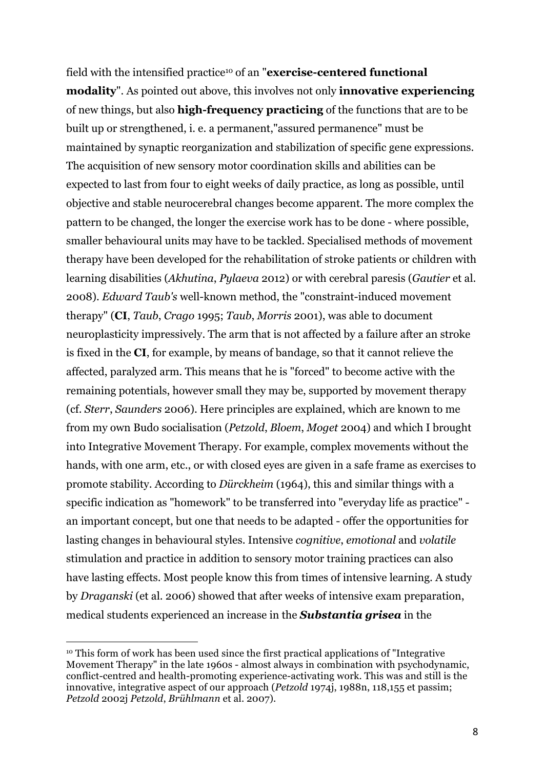field with the intensified practice[10] of an "**exercise-centered functional modality**". As pointed out above, this involves not only **innovative experiencing** of new things, but also **high-frequency practicing** of the functions that are to be built up or strengthened, i. e. a permanent,"assured permanence" must be maintained by synaptic reorganization and stabilization of specific gene expressions. The acquisition of new sensory motor coordination skills and abilities can be expected to last from four to eight weeks of daily practice, as long as possible, until objective and stable neurocerebral changes become apparent. The more complex the pattern to be changed, the longer the exercise work has to be done - where possible, smaller behavioural units may have to be tackled. Specialised methods of movement therapy have been developed for the rehabilitation of stroke patients or children with learning disabilities (*Akhutina*, *Pylaeva* 2012) or with cerebral paresis (*Gautier* et al. 2008). *Edward Taub's* well-known method, the "constraint-induced movement therapy" (**CI**, *Taub*, *Crago* 1995; *Taub*, *Morris* 2001), was able to document neuroplasticity impressively. The arm that is not affected by a failure after an stroke is fixed in the **CI**, for example, by means of bandage, so that it cannot relieve the affected, paralyzed arm. This means that he is "forced" to become active with the remaining potentials, however small they may be, supported by movement therapy (cf. *Sterr*, *Saunders* 2006). Here principles are explained, which are known to me from my own Budo socialisation (*Petzold*, *Bloem*, *Moget* 2004) and which I brought into Integrative Movement Therapy. For example, complex movements without the hands, with one arm, etc., or with closed eyes are given in a safe frame as exercises to promote stability. According to *Dürckheim* (1964), this and similar things with a specific indication as "homework" to be transferred into "everyday life as practice" - an important concept, but one that needs to be adapted - offer the opportunities for lasting changes in behavioural styles. Intensive *cognitive*, *emotional* and *volatile* stimulation and practice in addition to sensory motor training practices can also have lasting effects. Most people know this from times of intensive learning. A study by *Draganski* (et al. 2006) showed that after weeks of intensive exam preparation, medical students experienced an increase in the ***Substantia grisea*** in the

[10] This form of work has been used since the first practical applications of "Integrative Movement Therapy" in the late 1960s - almost always in combination with psychodynamic, conflict-centred and health-promoting experience-activating work. This was and still is the innovative, integrative aspect of our approach (*Petzold* 1974j, 1988n, 118,155 et passim; *Petzold* 2002j *Petzold*, *Brühlmann* et al. 2007).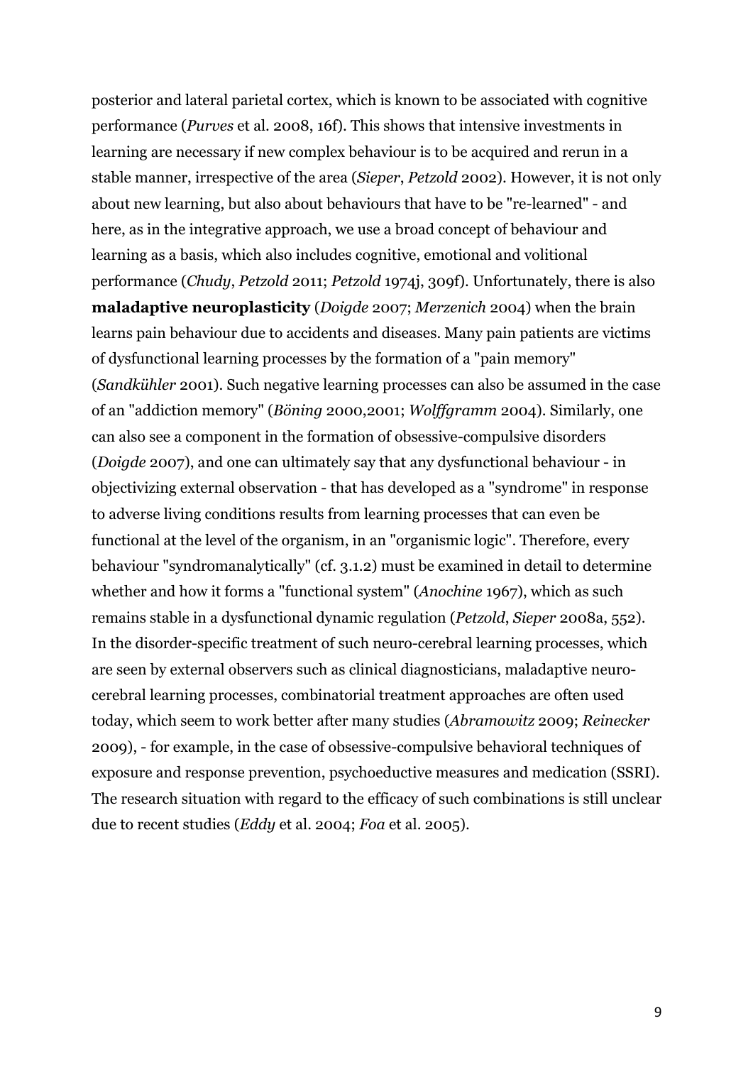posterior and lateral parietal cortex, which is known to be associated with cognitive performance (*Purves* et al. 2008, 16f). This shows that intensive investments in learning are necessary if new complex behaviour is to be acquired and rerun in a stable manner, irrespective of the area (*Sieper*, *Petzold* 2002). However, it is not only about new learning, but also about behaviours that have to be "re-learned" - and here, as in the integrative approach, we use a broad concept of behaviour and learning as a basis, which also includes cognitive, emotional and volitional performance (*Chudy*, *Petzold* 2011; *Petzold* 1974j, 309f). Unfortunately, there is also **maladaptive neuroplasticity** (*Doigde* 2007; *Merzenich* 2004) when the brain learns pain behaviour due to accidents and diseases. Many pain patients are victims of dysfunctional learning processes by the formation of a "pain memory" (*Sandkühler* 2001). Such negative learning processes can also be assumed in the case of an "addiction memory" (*Böning* 2000,2001; *Wolffgramm* 2004). Similarly, one can also see a component in the formation of obsessive-compulsive disorders (*Doigde* 2007), and one can ultimately say that any dysfunctional behaviour - in objectivizing external observation - that has developed as a "syndrome" in response to adverse living conditions results from learning processes that can even be functional at the level of the organism, in an "organismic logic". Therefore, every behaviour "syndromanalytically" (cf. 3.1.2) must be examined in detail to determine whether and how it forms a "functional system" (*Anochine* 1967), which as such remains stable in a dysfunctional dynamic regulation (*Petzold*, *Sieper* 2008a, 552). In the disorder-specific treatment of such neuro-cerebral learning processes, which are seen by external observers such as clinical diagnosticians, maladaptive neuro-cerebral learning processes, combinatorial treatment approaches are often used today, which seem to work better after many studies (*Abramowitz* 2009; *Reinecker* 2009), - for example, in the case of obsessive-compulsive behavioral techniques of exposure and response prevention, psychoeductive measures and medication (SSRI). The research situation with regard to the efficacy of such combinations is still unclear due to recent studies (*Eddy* et al. 2004; *Foa* et al. 2005).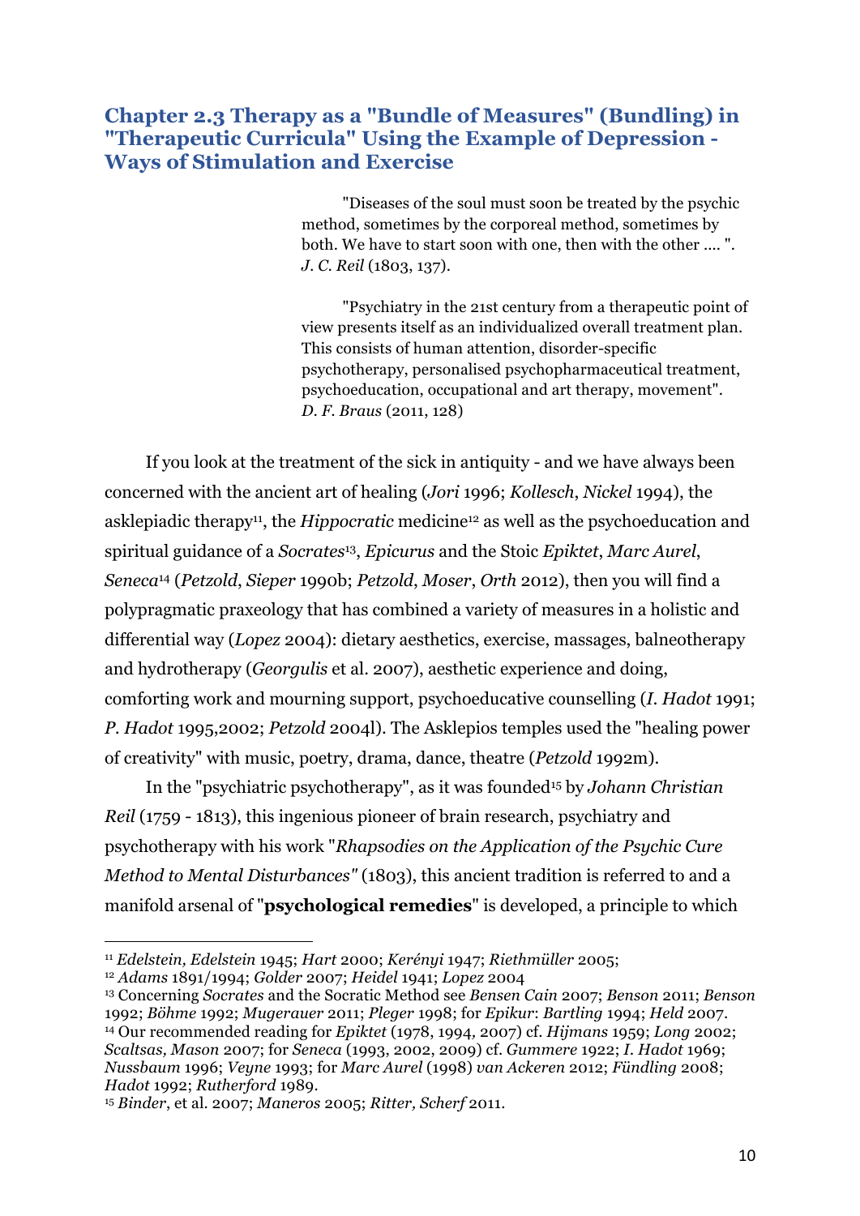## Chapter 2.3 Therapy as a "Bundle of Measures" (Bundling) in "Therapeutic Curricula" Using the Example of Depression - Ways of Stimulation and Exercise

> "Diseases of the soul must soon be treated by the psychic method, sometimes by the corporeal method, sometimes by both. We have to start soon with one, then with the other .... ". *J. C. Reil* (1803, 137).

> "Psychiatry in the 21st century from a therapeutic point of view presents itself as an individualized overall treatment plan. This consists of human attention, disorder-specific psychotherapy, personalised psychopharmaceutical treatment, psychoeducation, occupational and art therapy, movement". *D. F. Braus* (2011, 128)

If you look at the treatment of the sick in antiquity - and we have always been concerned with the ancient art of healing (*Jori* 1996; *Kollesch*, *Nickel* 1994), the asklepiadic therapy[11], the *Hippocratic* medicine[12] as well as the psychoeducation and spiritual guidance of a *Socrates*[13], *Epicurus* and the Stoic *Epiktet*, *Marc Aurel*, *Seneca*[14] (*Petzold*, *Sieper* 1990b; *Petzold*, *Moser*, *Orth* 2012), then you will find a polypragmatic praxeology that has combined a variety of measures in a holistic and differential way (*Lopez* 2004): dietary aesthetics, exercise, massages, balneotherapy and hydrotherapy (*Georgulis* et al. 2007), aesthetic experience and doing, comforting work and mourning support, psychoeducative counselling (*I. Hadot* 1991; *P. Hadot* 1995,2002; *Petzold* 2004l). The Asklepios temples used the "healing power of creativity" with music, poetry, drama, dance, theatre (*Petzold* 1992m).

In the "psychiatric psychotherapy", as it was founded[15] by *Johann Christian Reil* (1759 - 1813), this ingenious pioneer of brain research, psychiatry and psychotherapy with his work "*Rhapsodies on the Application of the Psychic Cure Method to Mental Disturbances"* (1803), this ancient tradition is referred to and a manifold arsenal of "**psychological remedies**" is developed, a principle to which

---

[11] *Edelstein, Edelstein* 1945; *Hart* 2000; *Kerényi* 1947; *Riethmüller* 2005;

[12] *Adams* 1891/1994; *Golder* 2007; *Heidel* 1941; *Lopez* 2004

[13] Concerning *Socrates* and the Socratic Method see *Bensen Cain* 2007; *Benson* 2011; *Benson* 1992; *Böhme* 1992; *Mugerauer* 2011; *Pleger* 1998; for *Epikur*: *Bartling* 1994; *Held* 2007.

[14] Our recommended reading for *Epiktet* (1978, 1994, 2007) cf. *Hijmans* 1959; *Long* 2002; *Scaltsas, Mason* 2007; for *Seneca* (1993, 2002, 2009) cf. *Gummere* 1922; *I. Hadot* 1969; *Nussbaum* 1996; *Veyne* 1993; for *Marc Aurel* (1998) *van Ackeren* 2012; *Fündling* 2008; *Hadot* 1992; *Rutherford* 1989.

[15] *Binder*, et al. 2007; *Maneros* 2005; *Ritter, Scherf* 2011.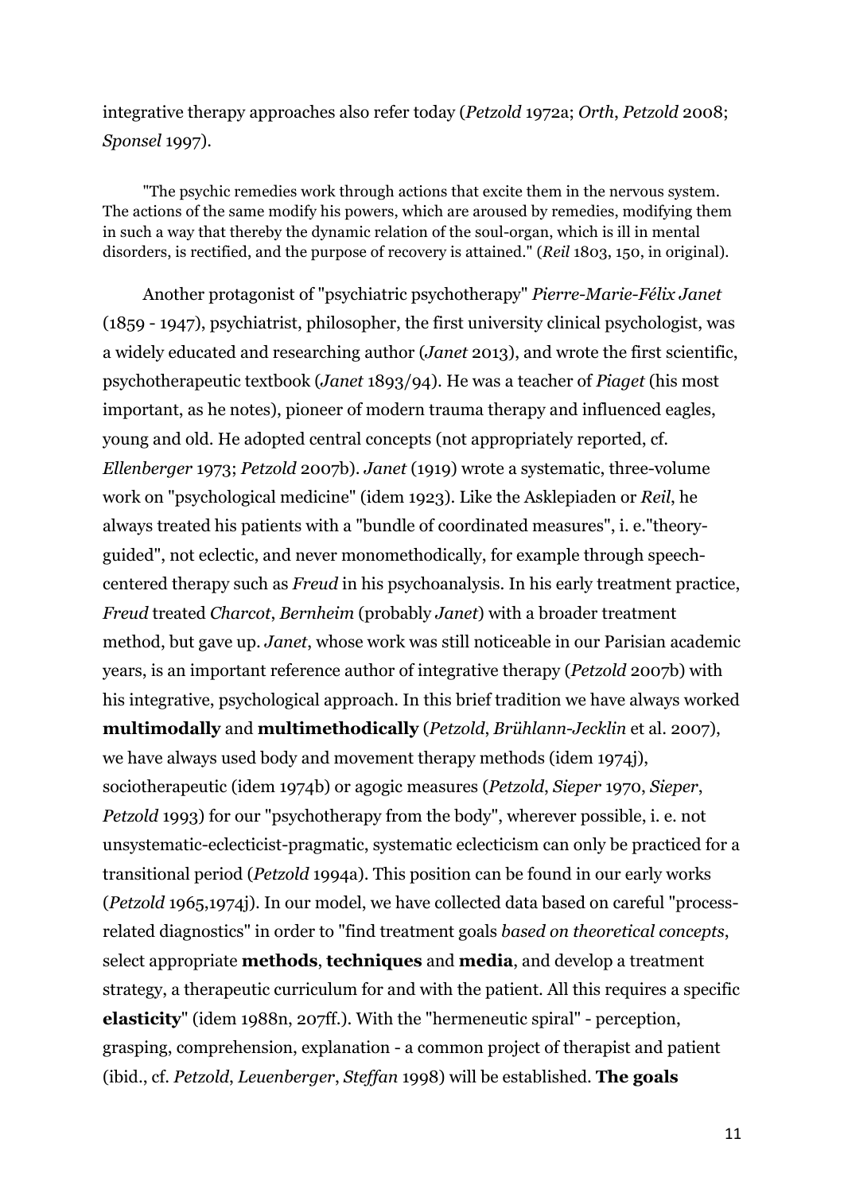integrative therapy approaches also refer today (*Petzold* 1972a; *Orth*, *Petzold* 2008; *Sponsel* 1997).

> "The psychic remedies work through actions that excite them in the nervous system. The actions of the same modify his powers, which are aroused by remedies, modifying them in such a way that thereby the dynamic relation of the soul-organ, which is ill in mental disorders, is rectified, and the purpose of recovery is attained." (*Reil* 1803, 150, in original).

Another protagonist of "psychiatric psychotherapy" *Pierre-Marie-Félix Janet* (1859 - 1947), psychiatrist, philosopher, the first university clinical psychologist, was a widely educated and researching author (*Janet* 2013), and wrote the first scientific, psychotherapeutic textbook (*Janet* 1893/94). He was a teacher of *Piaget* (his most important, as he notes), pioneer of modern trauma therapy and influenced eagles, young and old. He adopted central concepts (not appropriately reported, cf. *Ellenberger* 1973; *Petzold* 2007b). *Janet* (1919) wrote a systematic, three-volume work on "psychological medicine" (idem 1923). Like the Asklepiaden or *Reil*, he always treated his patients with a "bundle of coordinated measures", i. e."theory-guided", not eclectic, and never monomethodically, for example through speech-centered therapy such as *Freud* in his psychoanalysis. In his early treatment practice, *Freud* treated *Charcot*, *Bernheim* (probably *Janet*) with a broader treatment method, but gave up. *Janet*, whose work was still noticeable in our Parisian academic years, is an important reference author of integrative therapy (*Petzold* 2007b) with his integrative, psychological approach. In this brief tradition we have always worked **multimodally** and **multimethodically** (*Petzold*, *Brühlann-Jecklin* et al. 2007), we have always used body and movement therapy methods (idem 1974j), sociotherapeutic (idem 1974b) or agogic measures (*Petzold*, *Sieper* 1970, *Sieper*, *Petzold* 1993) for our "psychotherapy from the body", wherever possible, i. e. not unsystematic-eclecticist-pragmatic, systematic eclecticism can only be practiced for a transitional period (*Petzold* 1994a). This position can be found in our early works (*Petzold* 1965,1974j). In our model, we have collected data based on careful "process-related diagnostics" in order to "find treatment goals *based on theoretical concepts*, select appropriate **methods**, **techniques** and **media**, and develop a treatment strategy, a therapeutic curriculum for and with the patient. All this requires a specific **elasticity**" (idem 1988n, 207ff.). With the "hermeneutic spiral" - perception, grasping, comprehension, explanation - a common project of therapist and patient (ibid., cf. *Petzold*, *Leuenberger*, *Steffan* 1998) will be established. **The goals**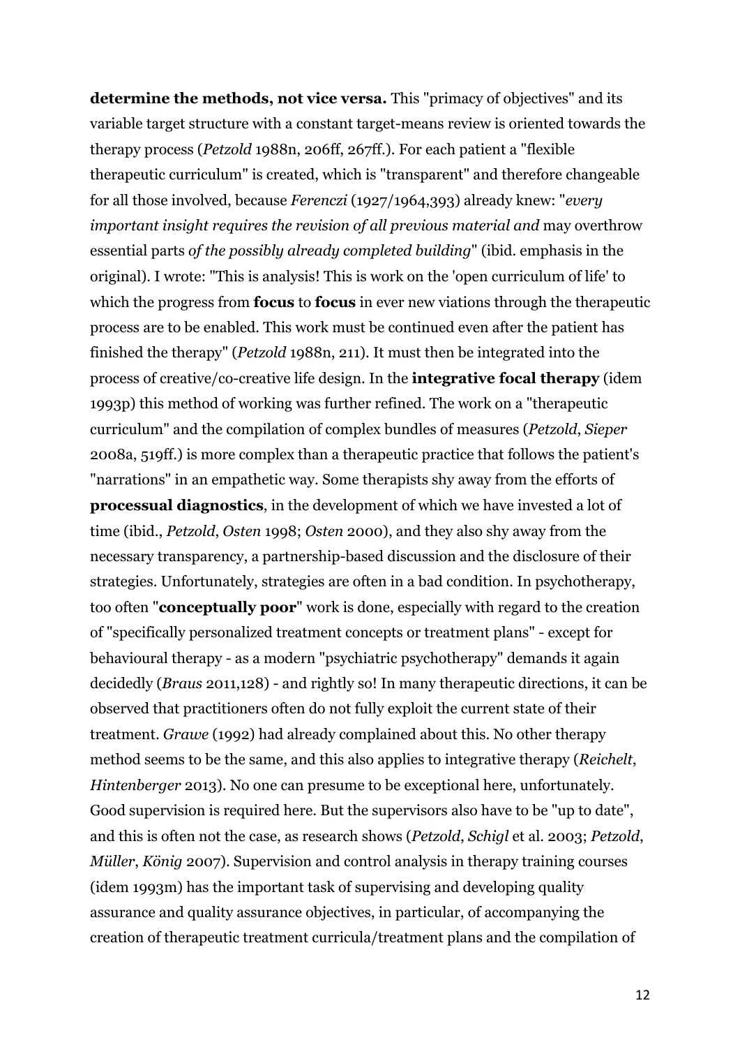**determine the methods, not vice versa.** This "primacy of objectives" and its variable target structure with a constant target-means review is oriented towards the therapy process (*Petzold* 1988n, 206ff, 267ff.). For each patient a "flexible therapeutic curriculum" is created, which is "transparent" and therefore changeable for all those involved, because *Ferenczi* (1927/1964,393) already knew: "*every important insight requires the revision of all previous material and* may overthrow essential parts *of the possibly already completed building*" (ibid. emphasis in the original). I wrote: "This is analysis! This is work on the 'open curriculum of life' to which the progress from **focus** to **focus** in ever new viations through the therapeutic process are to be enabled. This work must be continued even after the patient has finished the therapy" (*Petzold* 1988n, 211). It must then be integrated into the process of creative/co-creative life design. In the **integrative focal therapy** (idem 1993p) this method of working was further refined. The work on a "therapeutic curriculum" and the compilation of complex bundles of measures (*Petzold*, *Sieper* 2008a, 519ff.) is more complex than a therapeutic practice that follows the patient's "narrations" in an empathetic way. Some therapists shy away from the efforts of **processual diagnostics**, in the development of which we have invested a lot of time (ibid., *Petzold*, *Osten* 1998; *Osten* 2000), and they also shy away from the necessary transparency, a partnership-based discussion and the disclosure of their strategies. Unfortunately, strategies are often in a bad condition. In psychotherapy, too often "**conceptually poor**" work is done, especially with regard to the creation of "specifically personalized treatment concepts or treatment plans" - except for behavioural therapy - as a modern "psychiatric psychotherapy" demands it again decidedly (*Braus* 2011,128) - and rightly so! In many therapeutic directions, it can be observed that practitioners often do not fully exploit the current state of their treatment. *Grawe* (1992) had already complained about this. No other therapy method seems to be the same, and this also applies to integrative therapy (*Reichelt*, *Hintenberger* 2013). No one can presume to be exceptional here, unfortunately. Good supervision is required here. But the supervisors also have to be "up to date", and this is often not the case, as research shows (*Petzold*, *Schigl* et al. 2003; *Petzold*, *Müller*, *König* 2007). Supervision and control analysis in therapy training courses (idem 1993m) has the important task of supervising and developing quality assurance and quality assurance objectives, in particular, of accompanying the creation of therapeutic treatment curricula/treatment plans and the compilation of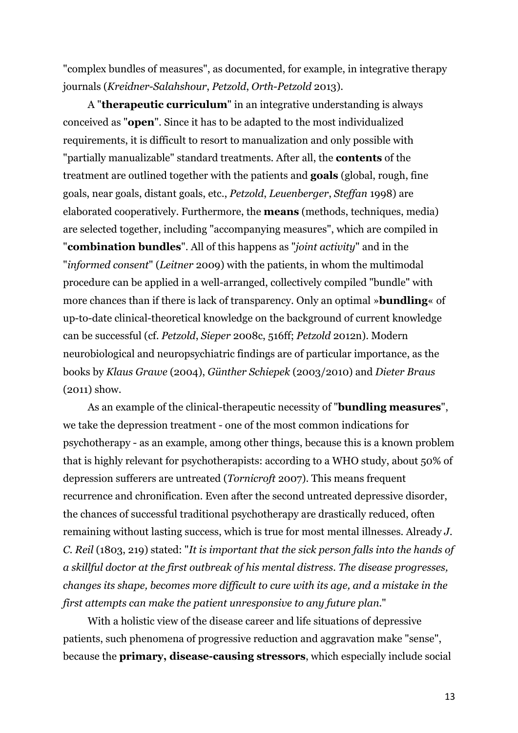"complex bundles of measures", as documented, for example, in integrative therapy journals (*Kreidner-Salahshour*, *Petzold*, *Orth-Petzold* 2013).

A "**therapeutic curriculum**" in an integrative understanding is always conceived as "**open**". Since it has to be adapted to the most individualized requirements, it is difficult to resort to manualization and only possible with "partially manualizable" standard treatments. After all, the **contents** of the treatment are outlined together with the patients and **goals** (global, rough, fine goals, near goals, distant goals, etc., *Petzold*, *Leuenberger*, *Steffan* 1998) are elaborated cooperatively. Furthermore, the **means** (methods, techniques, media) are selected together, including "accompanying measures", which are compiled in "**combination bundles**". All of this happens as "*joint activity*" and in the "*informed consent*" (*Leitner* 2009) with the patients, in whom the multimodal procedure can be applied in a well-arranged, collectively compiled "bundle" with more chances than if there is lack of transparency. Only an optimal »**bundling**« of up-to-date clinical-theoretical knowledge on the background of current knowledge can be successful (cf. *Petzold*, *Sieper* 2008c, 516ff; *Petzold* 2012n). Modern neurobiological and neuropsychiatric findings are of particular importance, as the books by *Klaus Grawe* (2004), *Günther Schiepek* (2003/2010) and *Dieter Braus* (2011) show.

As an example of the clinical-therapeutic necessity of "**bundling measures**", we take the depression treatment - one of the most common indications for psychotherapy - as an example, among other things, because this is a known problem that is highly relevant for psychotherapists: according to a WHO study, about 50% of depression sufferers are untreated (*Tornicroft* 2007). This means frequent recurrence and chronification. Even after the second untreated depressive disorder, the chances of successful traditional psychotherapy are drastically reduced, often remaining without lasting success, which is true for most mental illnesses. Already *J. C. Reil* (1803, 219) stated: "*It is important that the sick person falls into the hands of a skillful doctor at the first outbreak of his mental distress. The disease progresses, changes its shape, becomes more difficult to cure with its age, and a mistake in the first attempts can make the patient unresponsive to any future plan.*"

With a holistic view of the disease career and life situations of depressive patients, such phenomena of progressive reduction and aggravation make "sense", because the **primary, disease-causing stressors**, which especially include social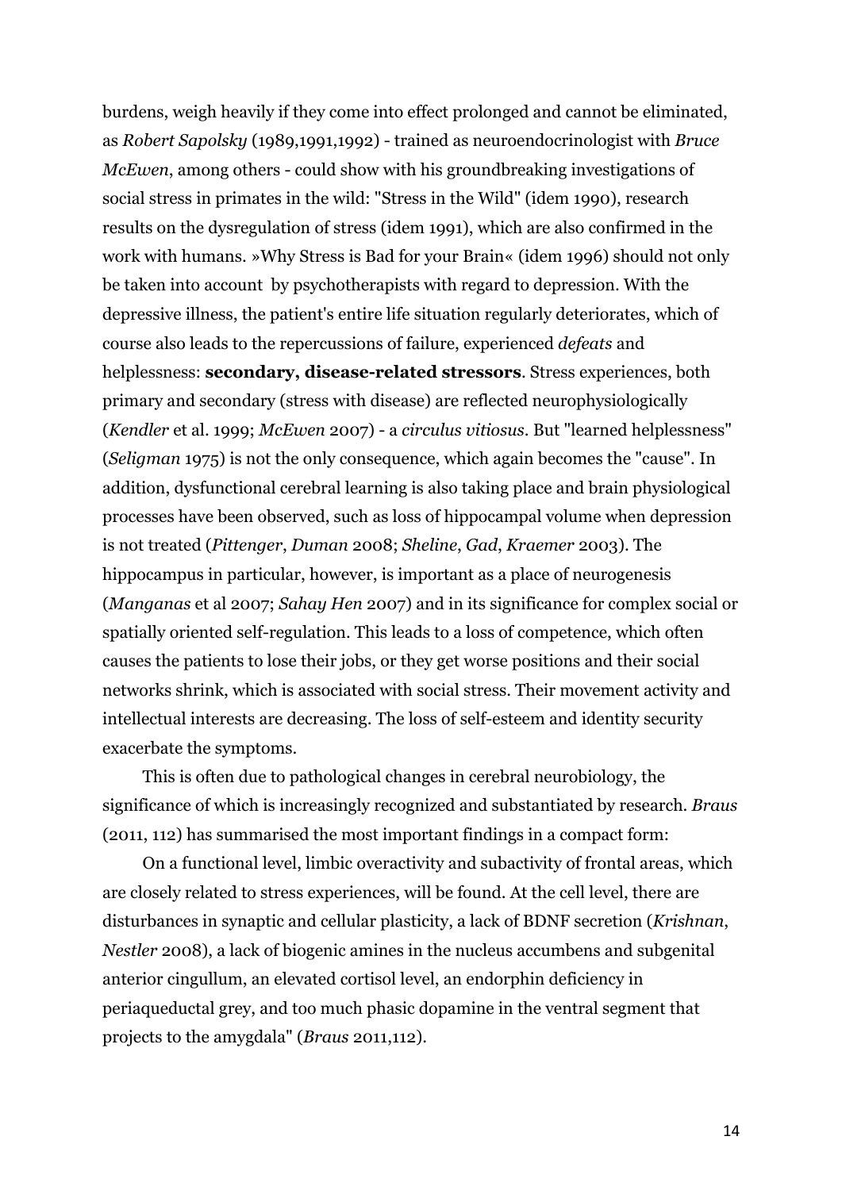burdens, weigh heavily if they come into effect prolonged and cannot be eliminated, as *Robert Sapolsky* (1989,1991,1992) - trained as neuroendocrinologist with *Bruce McEwen*, among others - could show with his groundbreaking investigations of social stress in primates in the wild: "Stress in the Wild" (idem 1990), research results on the dysregulation of stress (idem 1991), which are also confirmed in the work with humans. »Why Stress is Bad for your Brain« (idem 1996) should not only be taken into account by psychotherapists with regard to depression. With the depressive illness, the patient's entire life situation regularly deteriorates, which of course also leads to the repercussions of failure, experienced *defeats* and helplessness: **secondary, disease-related stressors**. Stress experiences, both primary and secondary (stress with disease) are reflected neurophysiologically (*Kendler* et al. 1999; *McEwen* 2007) - a *circulus vitiosus*. But "learned helplessness" (*Seligman* 1975) is not the only consequence, which again becomes the "cause". In addition, dysfunctional cerebral learning is also taking place and brain physiological processes have been observed, such as loss of hippocampal volume when depression is not treated (*Pittenger*, *Duman* 2008; *Sheline*, *Gad*, *Kraemer* 2003). The hippocampus in particular, however, is important as a place of neurogenesis (*Manganas* et al 2007; *Sahay Hen* 2007) and in its significance for complex social or spatially oriented self-regulation. This leads to a loss of competence, which often causes the patients to lose their jobs, or they get worse positions and their social networks shrink, which is associated with social stress. Their movement activity and intellectual interests are decreasing. The loss of self-esteem and identity security exacerbate the symptoms.

This is often due to pathological changes in cerebral neurobiology, the significance of which is increasingly recognized and substantiated by research. *Braus* (2011, 112) has summarised the most important findings in a compact form:

On a functional level, limbic overactivity and subactivity of frontal areas, which are closely related to stress experiences, will be found. At the cell level, there are disturbances in synaptic and cellular plasticity, a lack of BDNF secretion (*Krishnan*, *Nestler* 2008), a lack of biogenic amines in the nucleus accumbens and subgenital anterior cingullum, an elevated cortisol level, an endorphin deficiency in periaqueductal grey, and too much phasic dopamine in the ventral segment that projects to the amygdala" (*Braus* 2011,112).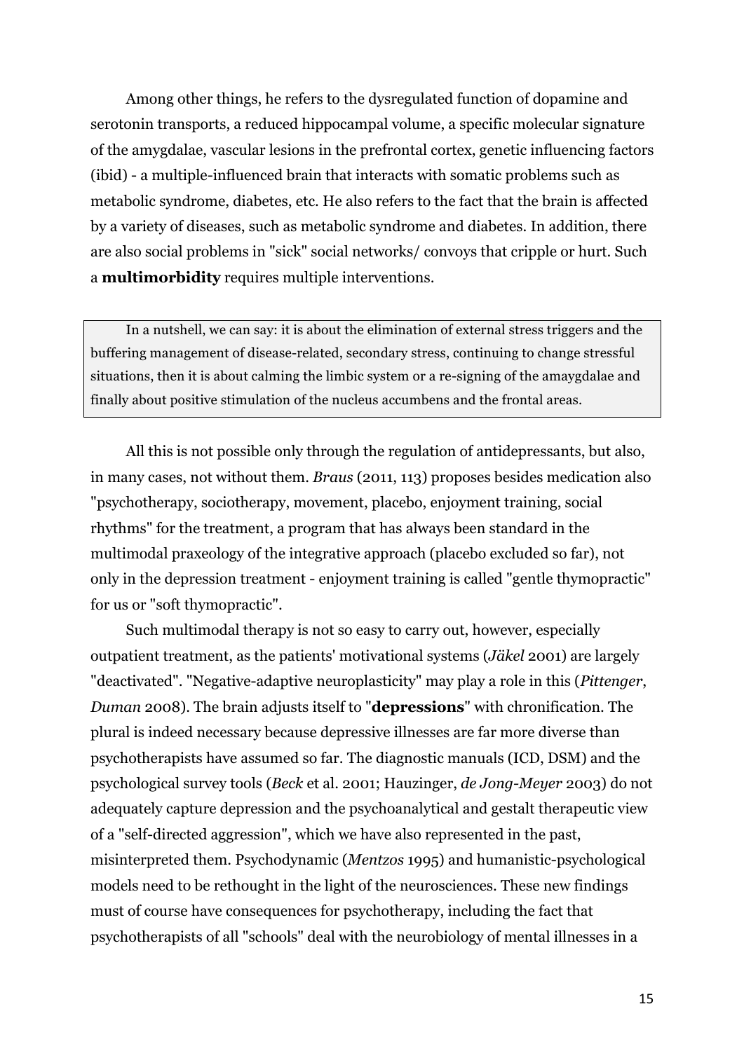Among other things, he refers to the dysregulated function of dopamine and serotonin transports, a reduced hippocampal volume, a specific molecular signature of the amygdalae, vascular lesions in the prefrontal cortex, genetic influencing factors (ibid) - a multiple-influenced brain that interacts with somatic problems such as metabolic syndrome, diabetes, etc. He also refers to the fact that the brain is affected by a variety of diseases, such as metabolic syndrome and diabetes. In addition, there are also social problems in "sick" social networks/ convoys that cripple or hurt. Such a **multimorbidity** requires multiple interventions.

> In a nutshell, we can say: it is about the elimination of external stress triggers and the buffering management of disease-related, secondary stress, continuing to change stressful situations, then it is about calming the limbic system or a re-signing of the amaygdalae and finally about positive stimulation of the nucleus accumbens and the frontal areas.

All this is not possible only through the regulation of antidepressants, but also, in many cases, not without them. *Braus* (2011, 113) proposes besides medication also "psychotherapy, sociotherapy, movement, placebo, enjoyment training, social rhythms" for the treatment, a program that has always been standard in the multimodal praxeology of the integrative approach (placebo excluded so far), not only in the depression treatment - enjoyment training is called "gentle thymopractic" for us or "soft thymopractic".

Such multimodal therapy is not so easy to carry out, however, especially outpatient treatment, as the patients' motivational systems (*Jäkel* 2001) are largely "deactivated". "Negative-adaptive neuroplasticity" may play a role in this (*Pittenger*, *Duman* 2008). The brain adjusts itself to "**depressions**" with chronification. The plural is indeed necessary because depressive illnesses are far more diverse than psychotherapists have assumed so far. The diagnostic manuals (ICD, DSM) and the psychological survey tools (*Beck* et al. 2001; Hauzinger, *de Jong-Meyer* 2003) do not adequately capture depression and the psychoanalytical and gestalt therapeutic view of a "self-directed aggression", which we have also represented in the past, misinterpreted them. Psychodynamic (*Mentzos* 1995) and humanistic-psychological models need to be rethought in the light of the neurosciences. These new findings must of course have consequences for psychotherapy, including the fact that psychotherapists of all "schools" deal with the neurobiology of mental illnesses in a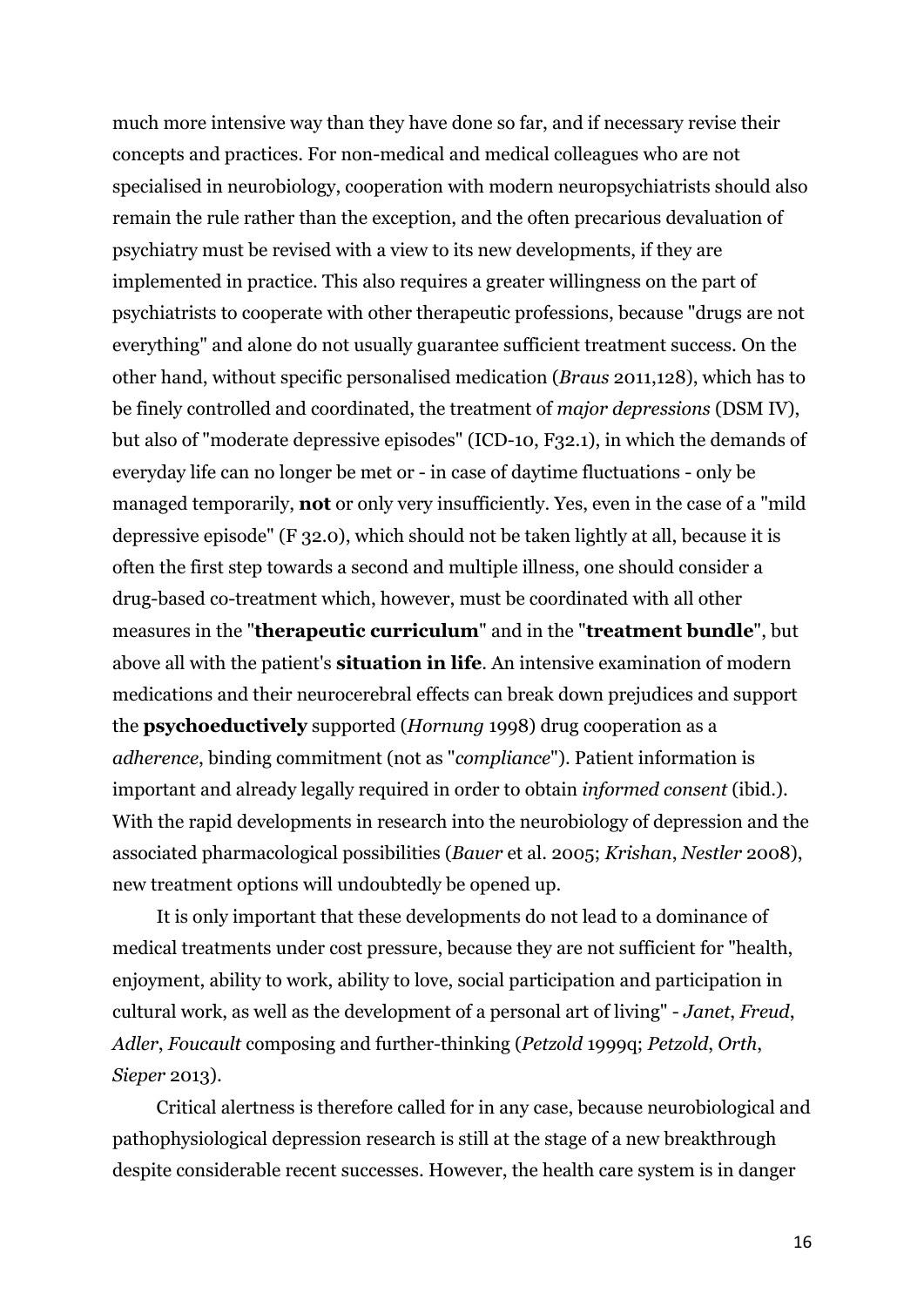much more intensive way than they have done so far, and if necessary revise their concepts and practices. For non-medical and medical colleagues who are not specialised in neurobiology, cooperation with modern neuropsychiatrists should also remain the rule rather than the exception, and the often precarious devaluation of psychiatry must be revised with a view to its new developments, if they are implemented in practice. This also requires a greater willingness on the part of psychiatrists to cooperate with other therapeutic professions, because "drugs are not everything" and alone do not usually guarantee sufficient treatment success. On the other hand, without specific personalised medication (*Braus* 2011,128), which has to be finely controlled and coordinated, the treatment of *major depressions* (DSM IV), but also of "moderate depressive episodes" (ICD-10, F32.1), in which the demands of everyday life can no longer be met or - in case of daytime fluctuations - only be managed temporarily, **not** or only very insufficiently. Yes, even in the case of a "mild depressive episode" (F 32.0), which should not be taken lightly at all, because it is often the first step towards a second and multiple illness, one should consider a drug-based co-treatment which, however, must be coordinated with all other measures in the "**therapeutic curriculum**" and in the "**treatment bundle**", but above all with the patient's **situation in life**. An intensive examination of modern medications and their neurocerebral effects can break down prejudices and support the **psychoeductively** supported (*Hornung* 1998) drug cooperation as a *adherence*, binding commitment (not as "*compliance*"). Patient information is important and already legally required in order to obtain *informed consent* (ibid.). With the rapid developments in research into the neurobiology of depression and the associated pharmacological possibilities (*Bauer* et al. 2005; *Krishan*, *Nestler* 2008), new treatment options will undoubtedly be opened up.

It is only important that these developments do not lead to a dominance of medical treatments under cost pressure, because they are not sufficient for "health, enjoyment, ability to work, ability to love, social participation and participation in cultural work, as well as the development of a personal art of living" - *Janet*, *Freud*, *Adler*, *Foucault* composing and further-thinking (*Petzold* 1999q; *Petzold*, *Orth*, *Sieper* 2013).

Critical alertness is therefore called for in any case, because neurobiological and pathophysiological depression research is still at the stage of a new breakthrough despite considerable recent successes. However, the health care system is in danger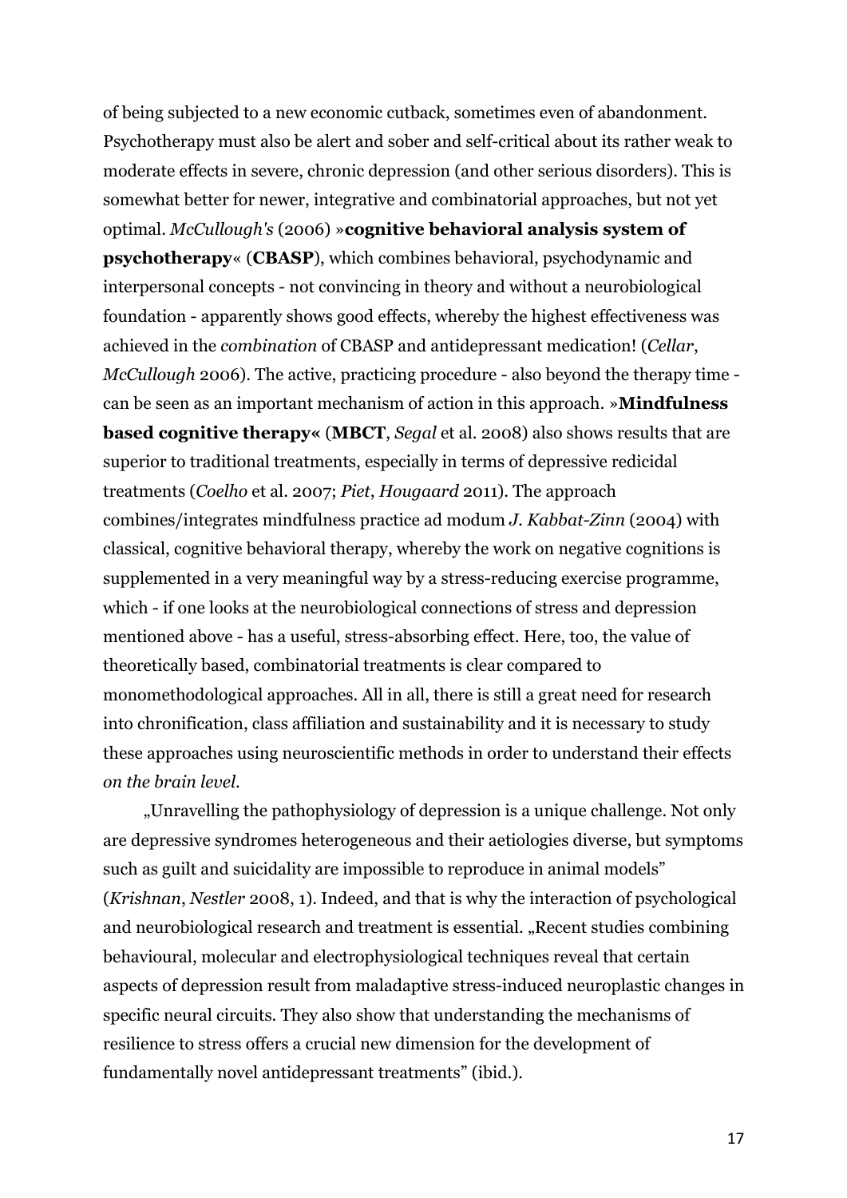of being subjected to a new economic cutback, sometimes even of abandonment. Psychotherapy must also be alert and sober and self-critical about its rather weak to moderate effects in severe, chronic depression (and other serious disorders). This is somewhat better for newer, integrative and combinatorial approaches, but not yet optimal. *McCullough's* (2006) »**cognitive behavioral analysis system of psychotherapy**« (**CBASP**), which combines behavioral, psychodynamic and interpersonal concepts - not convincing in theory and without a neurobiological foundation - apparently shows good effects, whereby the highest effectiveness was achieved in the *combination* of CBASP and antidepressant medication! (*Cellar*, *McCullough* 2006). The active, practicing procedure - also beyond the therapy time - can be seen as an important mechanism of action in this approach. »**Mindfulness based cognitive therapy«** (**MBCT**, *Segal* et al. 2008) also shows results that are superior to traditional treatments, especially in terms of depressive redicidal treatments (*Coelho* et al. 2007; *Piet*, *Hougaard* 2011). The approach combines/integrates mindfulness practice ad modum *J. Kabbat-Zinn* (2004) with classical, cognitive behavioral therapy, whereby the work on negative cognitions is supplemented in a very meaningful way by a stress-reducing exercise programme, which - if one looks at the neurobiological connections of stress and depression mentioned above - has a useful, stress-absorbing effect. Here, too, the value of theoretically based, combinatorial treatments is clear compared to monomethodological approaches. All in all, there is still a great need for research into chronification, class affiliation and sustainability and it is necessary to study these approaches using neuroscientific methods in order to understand their effects *on the brain level*.

„Unravelling the pathophysiology of depression is a unique challenge. Not only are depressive syndromes heterogeneous and their aetiologies diverse, but symptoms such as guilt and suicidality are impossible to reproduce in animal models" (*Krishnan*, *Nestler* 2008, 1). Indeed, and that is why the interaction of psychological and neurobiological research and treatment is essential. „Recent studies combining behavioural, molecular and electrophysiological techniques reveal that certain aspects of depression result from maladaptive stress-induced neuroplastic changes in specific neural circuits. They also show that understanding the mechanisms of resilience to stress offers a crucial new dimension for the development of fundamentally novel antidepressant treatments" (ibid.).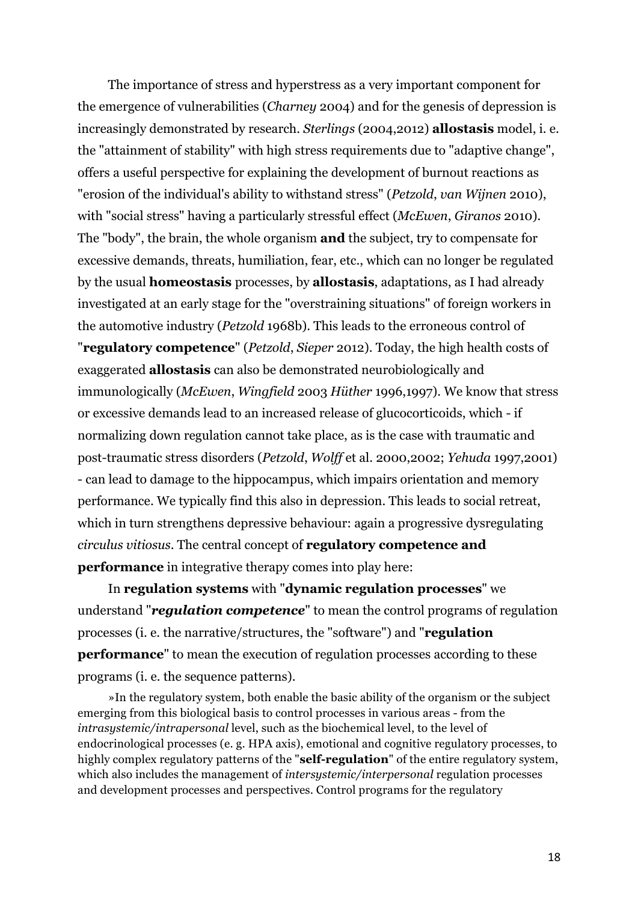The importance of stress and hyperstress as a very important component for the emergence of vulnerabilities (*Charney* 2004) and for the genesis of depression is increasingly demonstrated by research. *Sterlings* (2004,2012) **allostasis** model, i. e. the "attainment of stability" with high stress requirements due to "adaptive change", offers a useful perspective for explaining the development of burnout reactions as "erosion of the individual's ability to withstand stress" (*Petzold*, *van Wijnen* 2010), with "social stress" having a particularly stressful effect (*McEwen*, *Giranos* 2010). The "body", the brain, the whole organism **and** the subject, try to compensate for excessive demands, threats, humiliation, fear, etc., which can no longer be regulated by the usual **homeostasis** processes, by **allostasis**, adaptations, as I had already investigated at an early stage for the "overstraining situations" of foreign workers in the automotive industry (*Petzold* 1968b). This leads to the erroneous control of "**regulatory competence**" (*Petzold*, *Sieper* 2012). Today, the high health costs of exaggerated **allostasis** can also be demonstrated neurobiologically and immunologically (*McEwen*, *Wingfield* 2003 *Hüther* 1996,1997). We know that stress or excessive demands lead to an increased release of glucocorticoids, which - if normalizing down regulation cannot take place, as is the case with traumatic and post-traumatic stress disorders (*Petzold*, *Wolff* et al. 2000,2002; *Yehuda* 1997,2001) - can lead to damage to the hippocampus, which impairs orientation and memory performance. We typically find this also in depression. This leads to social retreat, which in turn strengthens depressive behaviour: again a progressive dysregulating *circulus vitiosus*. The central concept of **regulatory competence and performance** in integrative therapy comes into play here:

In **regulation systems** with "**dynamic regulation processes**" we understand "***regulation competence***" to mean the control programs of regulation processes (i. e. the narrative/structures, the "software") and "**regulation performance**" to mean the execution of regulation processes according to these programs (i. e. the sequence patterns).

»In the regulatory system, both enable the basic ability of the organism or the subject emerging from this biological basis to control processes in various areas - from the *intrasystemic/intrapersonal* level, such as the biochemical level, to the level of endocrinological processes (e. g. HPA axis), emotional and cognitive regulatory processes, to highly complex regulatory patterns of the "**self-regulation**" of the entire regulatory system, which also includes the management of *intersystemic/interpersonal* regulation processes and development processes and perspectives. Control programs for the regulatory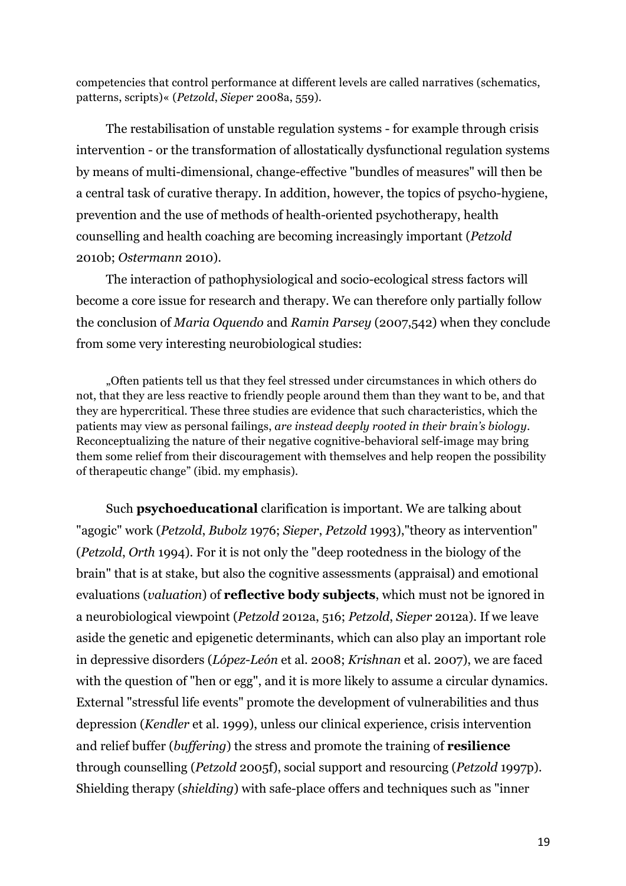competencies that control performance at different levels are called narratives (schematics, patterns, scripts)« (*Petzold*, *Sieper* 2008a, 559).

The restabilisation of unstable regulation systems - for example through crisis intervention - or the transformation of allostatically dysfunctional regulation systems by means of multi-dimensional, change-effective "bundles of measures" will then be a central task of curative therapy. In addition, however, the topics of psycho-hygiene, prevention and the use of methods of health-oriented psychotherapy, health counselling and health coaching are becoming increasingly important (*Petzold* 2010b; *Ostermann* 2010).

The interaction of pathophysiological and socio-ecological stress factors will become a core issue for research and therapy. We can therefore only partially follow the conclusion of *Maria Oquendo* and *Ramin Parsey* (2007,542) when they conclude from some very interesting neurobiological studies:

> „Often patients tell us that they feel stressed under circumstances in which others do not, that they are less reactive to friendly people around them than they want to be, and that they are hypercritical. These three studies are evidence that such characteristics, which the patients may view as personal failings, *are instead deeply rooted in their brain's biology*. Reconceptualizing the nature of their negative cognitive-behavioral self-image may bring them some relief from their discouragement with themselves and help reopen the possibility of therapeutic change" (ibid. my emphasis).

Such **psychoeducational** clarification is important. We are talking about "agogic" work (*Petzold*, *Bubolz* 1976; *Sieper*, *Petzold* 1993),"theory as intervention" (*Petzold*, *Orth* 1994). For it is not only the "deep rootedness in the biology of the brain" that is at stake, but also the cognitive assessments (appraisal) and emotional evaluations (*valuation*) of **reflective body subjects**, which must not be ignored in a neurobiological viewpoint (*Petzold* 2012a, 516; *Petzold*, *Sieper* 2012a). If we leave aside the genetic and epigenetic determinants, which can also play an important role in depressive disorders (*López-León* et al. 2008; *Krishnan* et al. 2007), we are faced with the question of "hen or egg", and it is more likely to assume a circular dynamics. External "stressful life events" promote the development of vulnerabilities and thus depression (*Kendler* et al. 1999), unless our clinical experience, crisis intervention and relief buffer (*buffering*) the stress and promote the training of **resilience** through counselling (*Petzold* 2005f), social support and resourcing (*Petzold* 1997p). Shielding therapy (*shielding*) with safe-place offers and techniques such as "inner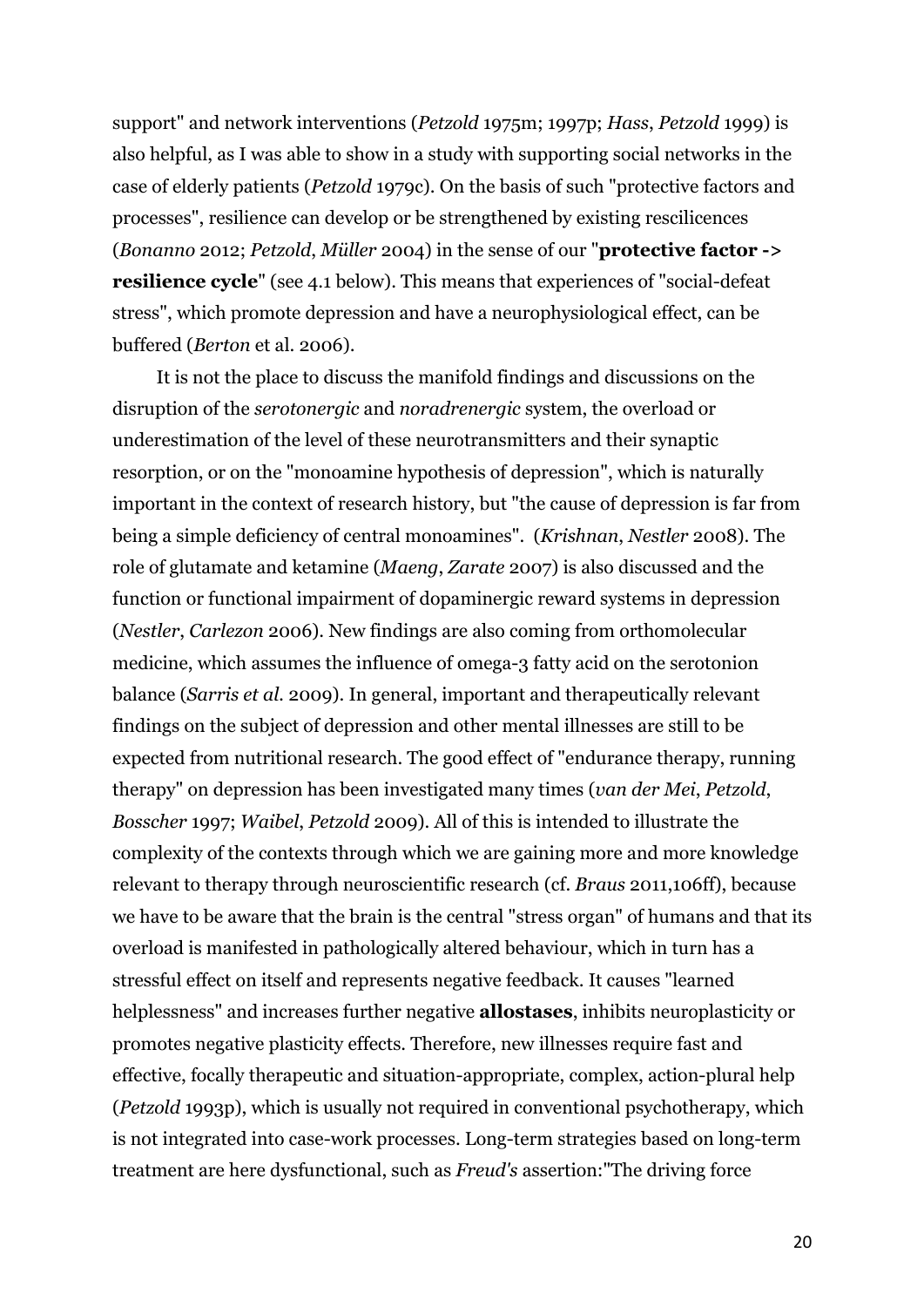support" and network interventions (*Petzold* 1975m; 1997p; *Hass*, *Petzold* 1999) is also helpful, as I was able to show in a study with supporting social networks in the case of elderly patients (*Petzold* 1979c). On the basis of such "protective factors and processes", resilience can develop or be strengthened by existing rescilicences (*Bonanno* 2012; *Petzold*, *Müller* 2004) in the sense of our "**protective factor -> resilience cycle**" (see 4.1 below). This means that experiences of "social-defeat stress", which promote depression and have a neurophysiological effect, can be buffered (*Berton* et al. 2006).

It is not the place to discuss the manifold findings and discussions on the disruption of the *serotonergic* and *noradrenergic* system, the overload or underestimation of the level of these neurotransmitters and their synaptic resorption, or on the "monoamine hypothesis of depression", which is naturally important in the context of research history, but "the cause of depression is far from being a simple deficiency of central monoamines". (*Krishnan*, *Nestler* 2008). The role of glutamate and ketamine (*Maeng*, *Zarate* 2007) is also discussed and the function or functional impairment of dopaminergic reward systems in depression (*Nestler*, *Carlezon* 2006). New findings are also coming from orthomolecular medicine, which assumes the influence of omega-3 fatty acid on the serotonion balance (*Sarris et al.* 2009). In general, important and therapeutically relevant findings on the subject of depression and other mental illnesses are still to be expected from nutritional research. The good effect of "endurance therapy, running therapy" on depression has been investigated many times (*van der Mei*, *Petzold*, *Bosscher* 1997; *Waibel*, *Petzold* 2009). All of this is intended to illustrate the complexity of the contexts through which we are gaining more and more knowledge relevant to therapy through neuroscientific research (cf. *Braus* 2011,106ff), because we have to be aware that the brain is the central "stress organ" of humans and that its overload is manifested in pathologically altered behaviour, which in turn has a stressful effect on itself and represents negative feedback. It causes "learned helplessness" and increases further negative **allostases**, inhibits neuroplasticity or promotes negative plasticity effects. Therefore, new illnesses require fast and effective, focally therapeutic and situation-appropriate, complex, action-plural help (*Petzold* 1993p), which is usually not required in conventional psychotherapy, which is not integrated into case-work processes. Long-term strategies based on long-term treatment are here dysfunctional, such as *Freud's* assertion:"The driving force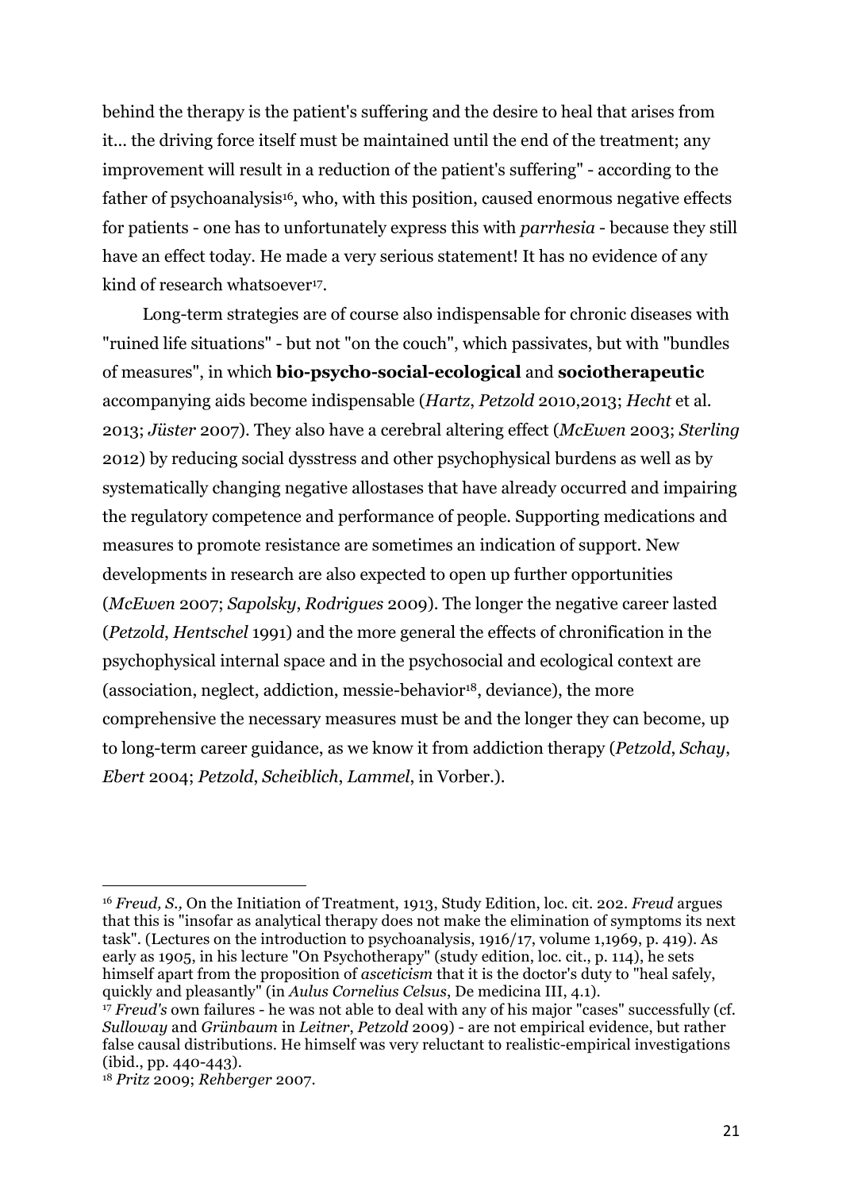behind the therapy is the patient's suffering and the desire to heal that arises from it... the driving force itself must be maintained until the end of the treatment; any improvement will result in a reduction of the patient's suffering" - according to the father of psychoanalysis[16], who, with this position, caused enormous negative effects for patients - one has to unfortunately express this with *parrhesia* - because they still have an effect today. He made a very serious statement! It has no evidence of any kind of research whatsoever[17].

Long-term strategies are of course also indispensable for chronic diseases with "ruined life situations" - but not "on the couch", which passivates, but with "bundles of measures", in which **bio-psycho-social-ecological** and **sociotherapeutic** accompanying aids become indispensable (*Hartz*, *Petzold* 2010,2013; *Hecht* et al. 2013; *Jüster* 2007). They also have a cerebral altering effect (*McEwen* 2003; *Sterling* 2012) by reducing social dysstress and other psychophysical burdens as well as by systematically changing negative allostases that have already occurred and impairing the regulatory competence and performance of people. Supporting medications and measures to promote resistance are sometimes an indication of support. New developments in research are also expected to open up further opportunities (*McEwen* 2007; *Sapolsky*, *Rodrigues* 2009). The longer the negative career lasted (*Petzold*, *Hentschel* 1991) and the more general the effects of chronification in the psychophysical internal space and in the psychosocial and ecological context are (association, neglect, addiction, messie-behavior[18], deviance), the more comprehensive the necessary measures must be and the longer they can become, up to long-term career guidance, as we know it from addiction therapy (*Petzold*, *Schay*, *Ebert* 2004; *Petzold*, *Scheiblich*, *Lammel*, in Vorber.).

---

[16] *Freud, S.,* On the Initiation of Treatment, 1913, Study Edition, loc. cit. 202. *Freud* argues that this is "insofar as analytical therapy does not make the elimination of symptoms its next task". (Lectures on the introduction to psychoanalysis, 1916/17, volume 1,1969, p. 419). As early as 1905, in his lecture "On Psychotherapy" (study edition, loc. cit., p. 114), he sets himself apart from the proposition of *asceticism* that it is the doctor's duty to "heal safely, quickly and pleasantly" (in *Aulus Cornelius Celsus*, De medicina III, 4.1).

[17] *Freud's* own failures - he was not able to deal with any of his major "cases" successfully (cf. *Sulloway* and *Grünbaum* in *Leitner*, *Petzold* 2009) - are not empirical evidence, but rather false causal distributions. He himself was very reluctant to realistic-empirical investigations (ibid., pp. 440-443).

[18] *Pritz* 2009; *Rehberger* 2007.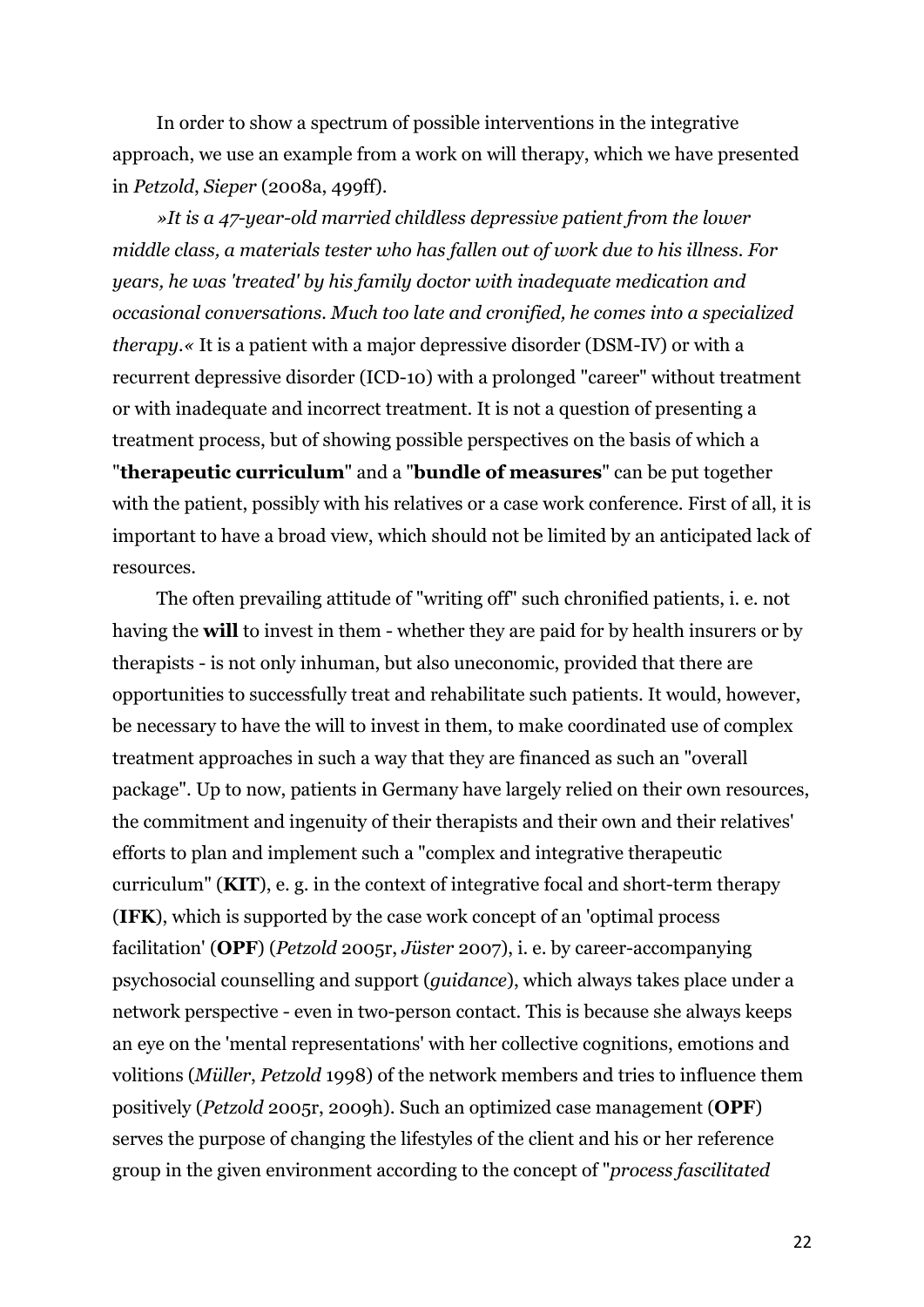In order to show a spectrum of possible interventions in the integrative approach, we use an example from a work on will therapy, which we have presented in *Petzold*, *Sieper* (2008a, 499ff).

*»It is a 47-year-old married childless depressive patient from the lower middle class, a materials tester who has fallen out of work due to his illness. For years, he was 'treated' by his family doctor with inadequate medication and occasional conversations. Much too late and cronified, he comes into a specialized therapy.«* It is a patient with a major depressive disorder (DSM-IV) or with a recurrent depressive disorder (ICD-10) with a prolonged "career" without treatment or with inadequate and incorrect treatment. It is not a question of presenting a treatment process, but of showing possible perspectives on the basis of which a "**therapeutic curriculum**" and a "**bundle of measures**" can be put together with the patient, possibly with his relatives or a case work conference. First of all, it is important to have a broad view, which should not be limited by an anticipated lack of resources.

The often prevailing attitude of "writing off" such chronified patients, i. e. not having the **will** to invest in them - whether they are paid for by health insurers or by therapists - is not only inhuman, but also uneconomic, provided that there are opportunities to successfully treat and rehabilitate such patients. It would, however, be necessary to have the will to invest in them, to make coordinated use of complex treatment approaches in such a way that they are financed as such an "overall package". Up to now, patients in Germany have largely relied on their own resources, the commitment and ingenuity of their therapists and their own and their relatives' efforts to plan and implement such a "complex and integrative therapeutic curriculum" (**KIT**), e. g. in the context of integrative focal and short-term therapy (**IFK**), which is supported by the case work concept of an 'optimal process facilitation' (**OPF**) (*Petzold* 2005r, *Jüster* 2007), i. e. by career-accompanying psychosocial counselling and support (*guidance*), which always takes place under a network perspective - even in two-person contact. This is because she always keeps an eye on the 'mental representations' with her collective cognitions, emotions and volitions (*Müller*, *Petzold* 1998) of the network members and tries to influence them positively (*Petzold* 2005r, 2009h). Such an optimized case management (**OPF**) serves the purpose of changing the lifestyles of the client and his or her reference group in the given environment according to the concept of "*process fascilitated*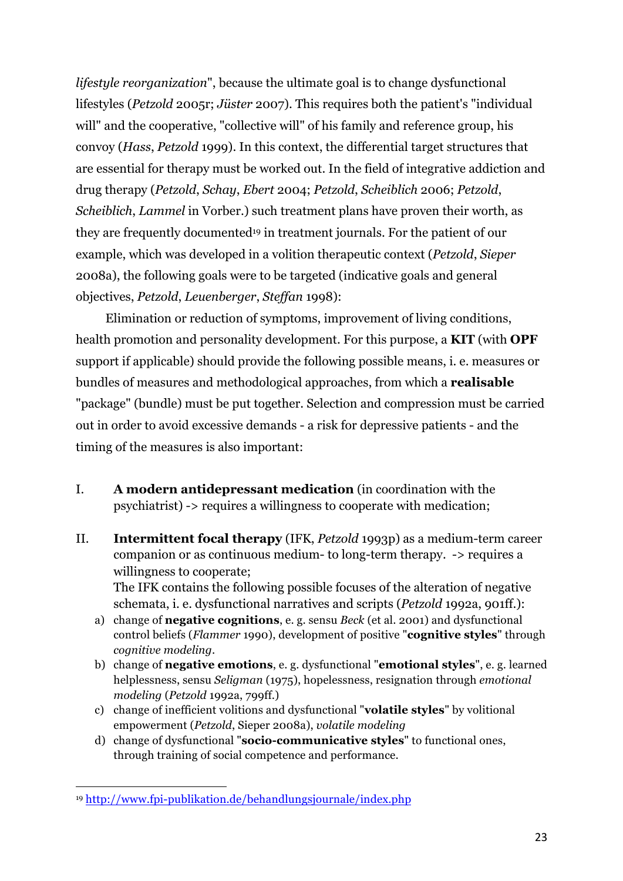*lifestyle reorganization*", because the ultimate goal is to change dysfunctional lifestyles (*Petzold* 2005r; *Jüster* 2007). This requires both the patient's "individual will" and the cooperative, "collective will" of his family and reference group, his convoy (*Hass*, *Petzold* 1999). In this context, the differential target structures that are essential for therapy must be worked out. In the field of integrative addiction and drug therapy (*Petzold*, *Schay*, *Ebert* 2004; *Petzold*, *Scheiblich* 2006; *Petzold*, *Scheiblich*, *Lammel* in Vorber.) such treatment plans have proven their worth, as they are frequently documented[19] in treatment journals. For the patient of our example, which was developed in a volition therapeutic context (*Petzold*, *Sieper* 2008a), the following goals were to be targeted (indicative goals and general objectives, *Petzold*, *Leuenberger*, *Steffan* 1998):

Elimination or reduction of symptoms, improvement of living conditions, health promotion and personality development. For this purpose, a **KIT** (with **OPF** support if applicable) should provide the following possible means, i. e. measures or bundles of measures and methodological approaches, from which a **realisable** "package" (bundle) must be put together. Selection and compression must be carried out in order to avoid excessive demands - a risk for depressive patients - and the timing of the measures is also important:

I. **A modern antidepressant medication** (in coordination with the psychiatrist) -> requires a willingness to cooperate with medication;

II. **Intermittent focal therapy** (IFK, *Petzold* 1993p) as a medium-term career companion or as continuous medium- to long-term therapy. -> requires a willingness to cooperate;
The IFK contains the following possible focuses of the alteration of negative schemata, i. e. dysfunctional narratives and scripts (*Petzold* 1992a, 901ff.):
   a) change of **negative cognitions**, e. g. sensu *Beck* (et al. 2001) and dysfunctional control beliefs (*Flammer* 1990), development of positive "**cognitive styles**" through *cognitive modeling*.
   b) change of **negative emotions**, e. g. dysfunctional "**emotional styles**", e. g. learned helplessness, sensu *Seligman* (1975), hopelessness, resignation through *emotional modeling* (*Petzold* 1992a, 799ff.)
   c) change of inefficient volitions and dysfunctional "**volatile styles**" by volitional empowerment (*Petzold*, Sieper 2008a), *volatile modeling*
   d) change of dysfunctional "**socio-communicative styles**" to functional ones, through training of social competence and performance.

[19] http://www.fpi-publikation.de/behandlungsjournale/index.php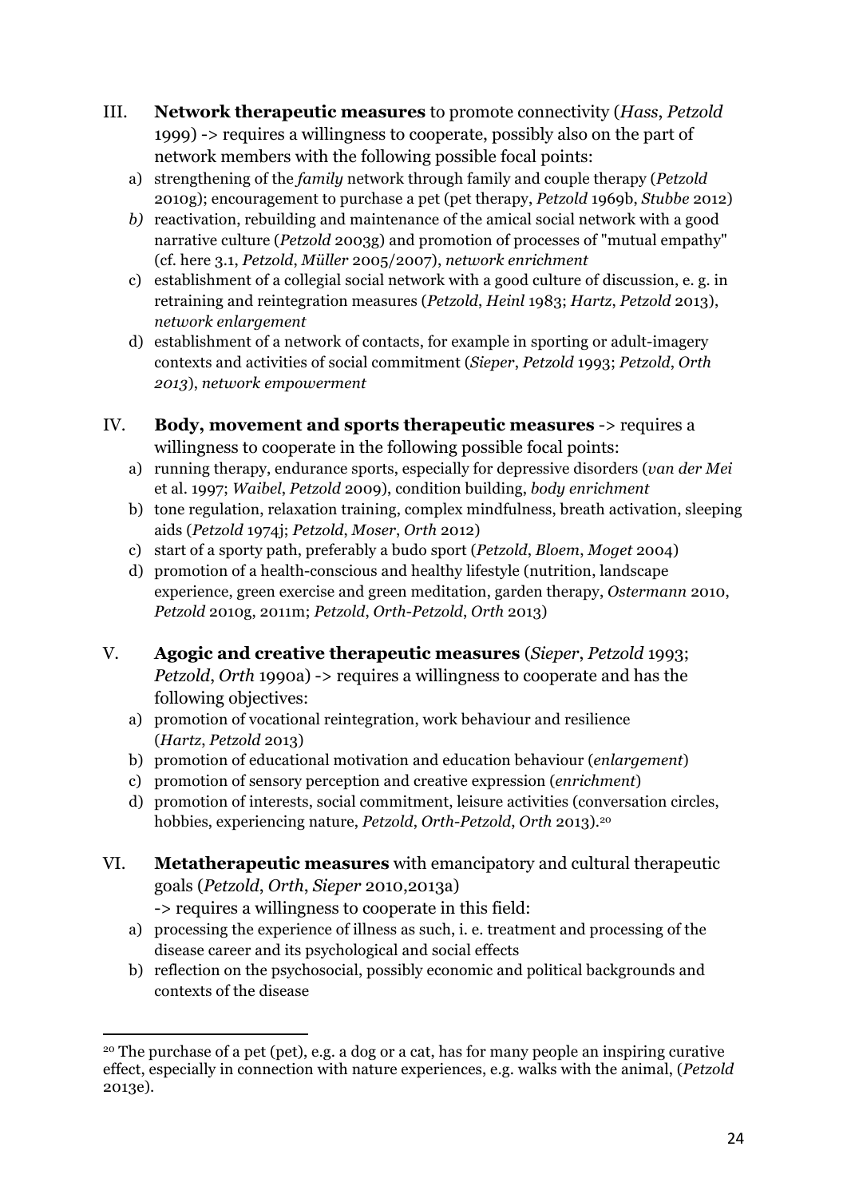III. **Network therapeutic measures** to promote connectivity (*Hass*, *Petzold* 1999) -> requires a willingness to cooperate, possibly also on the part of network members with the following possible focal points:

  a) strengthening of the *family* network through family and couple therapy (*Petzold* 2010g); encouragement to purchase a pet (pet therapy, *Petzold* 1969b, *Stubbe* 2012)
  *b)* reactivation, rebuilding and maintenance of the amical social network with a good narrative culture (*Petzold* 2003g) and promotion of processes of "mutual empathy" (cf. here 3.1, *Petzold*, *Müller* 2005/2007), *network enrichment*
  c) establishment of a collegial social network with a good culture of discussion, e. g. in retraining and reintegration measures (*Petzold*, *Heinl* 1983; *Hartz*, *Petzold* 2013), *network enlargement*
  d) establishment of a network of contacts, for example in sporting or adult-imagery contexts and activities of social commitment (*Sieper*, *Petzold* 1993; *Petzold*, *Orth 2013*), *network empowerment*

IV. **Body, movement and sports therapeutic measures** -> requires a willingness to cooperate in the following possible focal points:

  a) running therapy, endurance sports, especially for depressive disorders (*van der Mei* et al. 1997; *Waibel*, *Petzold* 2009), condition building, *body enrichment*
  b) tone regulation, relaxation training, complex mindfulness, breath activation, sleeping aids (*Petzold* 1974j; *Petzold*, *Moser*, *Orth* 2012)
  c) start of a sporty path, preferably a budo sport (*Petzold*, *Bloem*, *Moget* 2004)
  d) promotion of a health-conscious and healthy lifestyle (nutrition, landscape experience, green exercise and green meditation, garden therapy, *Ostermann* 2010, *Petzold* 2010g, 2011m; *Petzold*, *Orth-Petzold*, *Orth* 2013)

V. **Agogic and creative therapeutic measures** (*Sieper*, *Petzold* 1993; *Petzold*, *Orth* 1990a) -> requires a willingness to cooperate and has the following objectives:

  a) promotion of vocational reintegration, work behaviour and resilience (*Hartz*, *Petzold* 2013)
  b) promotion of educational motivation and education behaviour (*enlargement*)
  c) promotion of sensory perception and creative expression (*enrichment*)
  d) promotion of interests, social commitment, leisure activities (conversation circles, hobbies, experiencing nature, *Petzold*, *Orth-Petzold*, *Orth* 2013).[20]

VI. **Metatherapeutic measures** with emancipatory and cultural therapeutic goals (*Petzold*, *Orth*, *Sieper* 2010,2013a)
  -> requires a willingness to cooperate in this field:

  a) processing the experience of illness as such, i. e. treatment and processing of the disease career and its psychological and social effects
  b) reflection on the psychosocial, possibly economic and political backgrounds and contexts of the disease

---

[20] The purchase of a pet (pet), e.g. a dog or a cat, has for many people an inspiring curative effect, especially in connection with nature experiences, e.g. walks with the animal, (*Petzold* 2013e).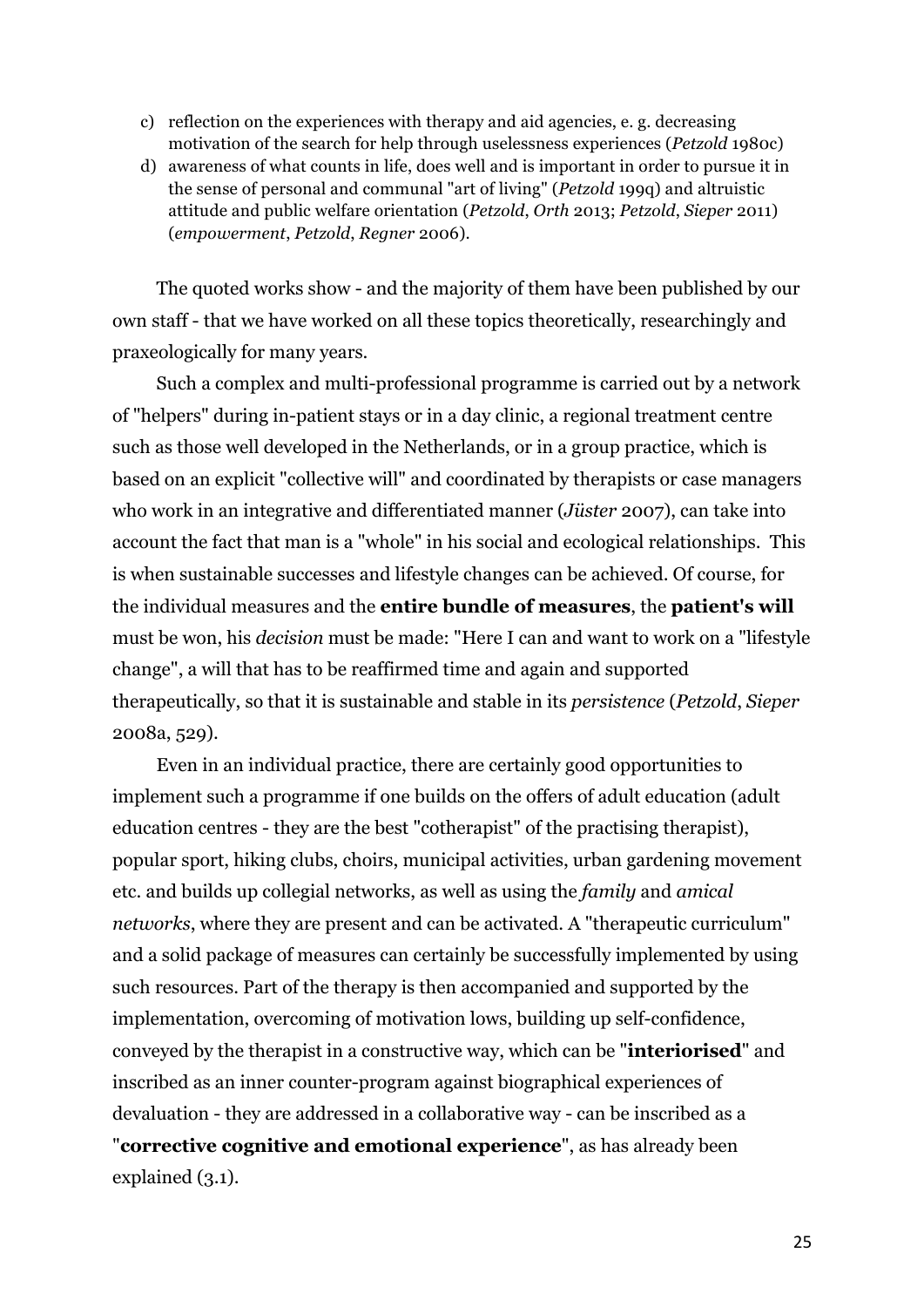c) reflection on the experiences with therapy and aid agencies, e. g. decreasing motivation of the search for help through uselessness experiences (*Petzold* 1980c)
d) awareness of what counts in life, does well and is important in order to pursue it in the sense of personal and communal "art of living" (*Petzold* 199q) and altruistic attitude and public welfare orientation (*Petzold*, *Orth* 2013; *Petzold*, *Sieper* 2011) (*empowerment*, *Petzold*, *Regner* 2006).

The quoted works show - and the majority of them have been published by our own staff - that we have worked on all these topics theoretically, researchingly and praxeologically for many years.

Such a complex and multi-professional programme is carried out by a network of "helpers" during in-patient stays or in a day clinic, a regional treatment centre such as those well developed in the Netherlands, or in a group practice, which is based on an explicit "collective will" and coordinated by therapists or case managers who work in an integrative and differentiated manner (*Jüster* 2007), can take into account the fact that man is a "whole" in his social and ecological relationships. This is when sustainable successes and lifestyle changes can be achieved. Of course, for the individual measures and the **entire bundle of measures**, the **patient's will** must be won, his *decision* must be made: "Here I can and want to work on a "lifestyle change", a will that has to be reaffirmed time and again and supported therapeutically, so that it is sustainable and stable in its *persistence* (*Petzold*, *Sieper* 2008a, 529).

Even in an individual practice, there are certainly good opportunities to implement such a programme if one builds on the offers of adult education (adult education centres - they are the best "cotherapist" of the practising therapist), popular sport, hiking clubs, choirs, municipal activities, urban gardening movement etc. and builds up collegial networks, as well as using the *family* and *amical networks*, where they are present and can be activated. A "therapeutic curriculum" and a solid package of measures can certainly be successfully implemented by using such resources. Part of the therapy is then accompanied and supported by the implementation, overcoming of motivation lows, building up self-confidence, conveyed by the therapist in a constructive way, which can be "**interiorised**" and inscribed as an inner counter-program against biographical experiences of devaluation - they are addressed in a collaborative way - can be inscribed as a "**corrective cognitive and emotional experience**", as has already been explained (3.1).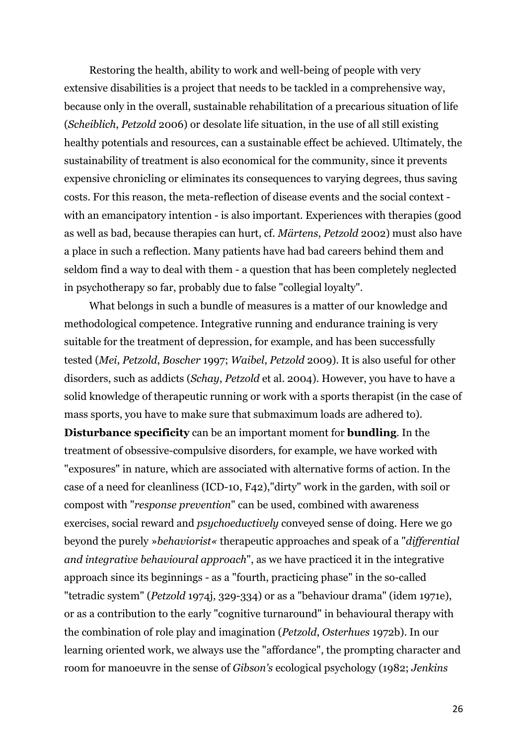Restoring the health, ability to work and well-being of people with very extensive disabilities is a project that needs to be tackled in a comprehensive way, because only in the overall, sustainable rehabilitation of a precarious situation of life (*Scheiblich*, *Petzold* 2006) or desolate life situation, in the use of all still existing healthy potentials and resources, can a sustainable effect be achieved. Ultimately, the sustainability of treatment is also economical for the community, since it prevents expensive chronicling or eliminates its consequences to varying degrees, thus saving costs. For this reason, the meta-reflection of disease events and the social context - with an emancipatory intention - is also important. Experiences with therapies (good as well as bad, because therapies can hurt, cf. *Märtens*, *Petzold* 2002) must also have a place in such a reflection. Many patients have had bad careers behind them and seldom find a way to deal with them - a question that has been completely neglected in psychotherapy so far, probably due to false "collegial loyalty".

What belongs in such a bundle of measures is a matter of our knowledge and methodological competence. Integrative running and endurance training is very suitable for the treatment of depression, for example, and has been successfully tested (*Mei*, *Petzold*, *Boscher* 1997; *Waibel*, *Petzold* 2009). It is also useful for other disorders, such as addicts (*Schay*, *Petzold* et al. 2004). However, you have to have a solid knowledge of therapeutic running or work with a sports therapist (in the case of mass sports, you have to make sure that submaximum loads are adhered to). **Disturbance specificity** can be an important moment for **bundling**. In the treatment of obsessive-compulsive disorders, for example, we have worked with "exposures" in nature, which are associated with alternative forms of action. In the case of a need for cleanliness (ICD-10, F42),"dirty" work in the garden, with soil or compost with "*response prevention*" can be used, combined with awareness exercises, social reward and *psychoeductively* conveyed sense of doing. Here we go beyond the purely *»behaviorist«* therapeutic approaches and speak of a "*differential and integrative behavioural approach*", as we have practiced it in the integrative approach since its beginnings - as a "fourth, practicing phase" in the so-called "tetradic system" (*Petzold* 1974j, 329-334) or as a "behaviour drama" (idem 1971e), or as a contribution to the early "cognitive turnaround" in behavioural therapy with the combination of role play and imagination (*Petzold*, *Osterhues* 1972b). In our learning oriented work, we always use the "affordance", the prompting character and room for manoeuvre in the sense of *Gibson's* ecological psychology (1982; *Jenkins*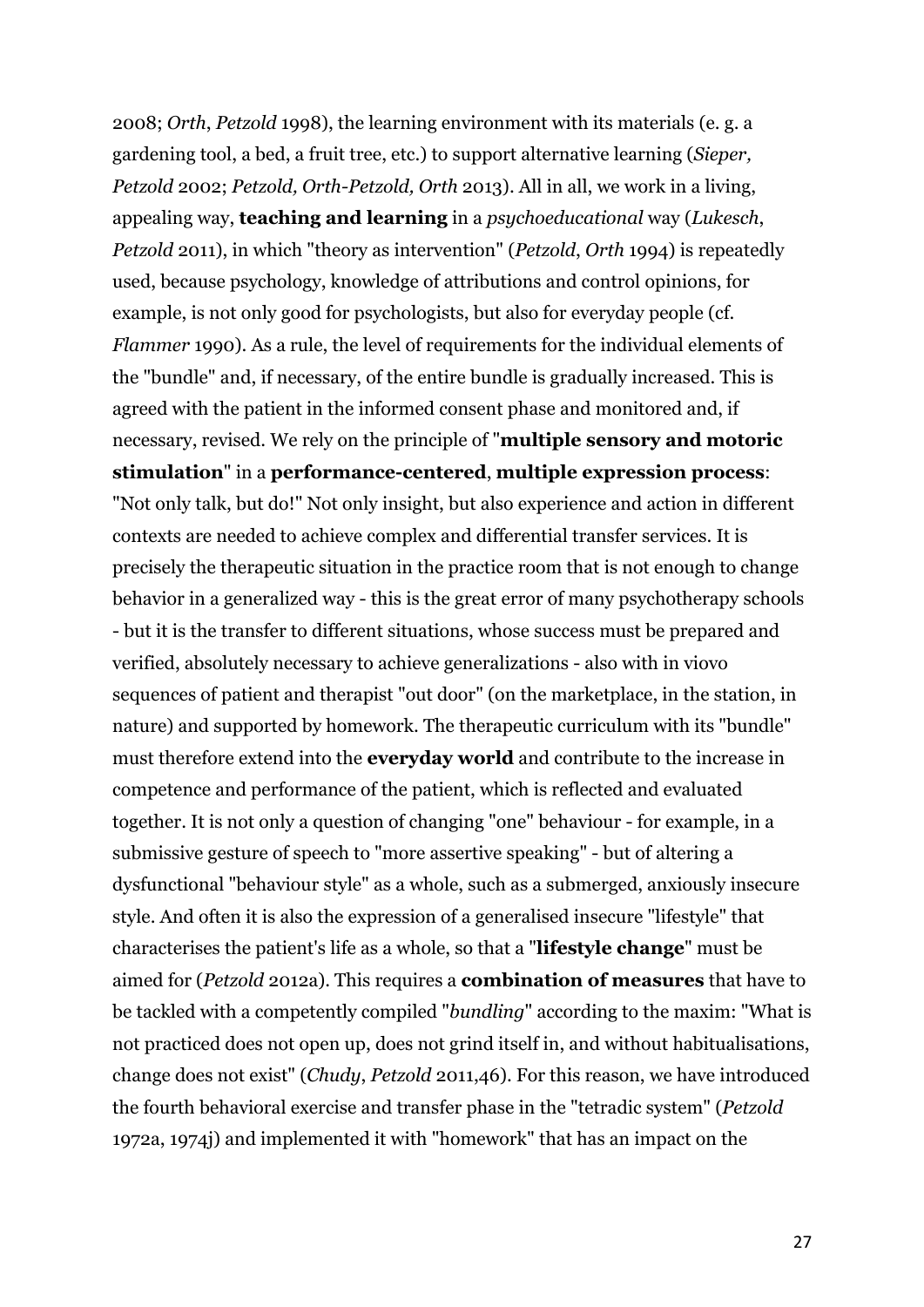2008; *Orth*, *Petzold* 1998), the learning environment with its materials (e. g. a gardening tool, a bed, a fruit tree, etc.) to support alternative learning (*Sieper, Petzold* 2002; *Petzold, Orth-Petzold, Orth* 2013). All in all, we work in a living, appealing way, **teaching and learning** in a *psychoeducational* way (*Lukesch*, *Petzold* 2011), in which "theory as intervention" (*Petzold*, *Orth* 1994) is repeatedly used, because psychology, knowledge of attributions and control opinions, for example, is not only good for psychologists, but also for everyday people (cf. *Flammer* 1990). As a rule, the level of requirements for the individual elements of the "bundle" and, if necessary, of the entire bundle is gradually increased. This is agreed with the patient in the informed consent phase and monitored and, if necessary, revised. We rely on the principle of "**multiple sensory and motoric stimulation**" in a **performance-centered**, **multiple expression process**: "Not only talk, but do!" Not only insight, but also experience and action in different contexts are needed to achieve complex and differential transfer services. It is precisely the therapeutic situation in the practice room that is not enough to change behavior in a generalized way - this is the great error of many psychotherapy schools - but it is the transfer to different situations, whose success must be prepared and verified, absolutely necessary to achieve generalizations - also with in viovo sequences of patient and therapist "out door" (on the marketplace, in the station, in nature) and supported by homework. The therapeutic curriculum with its "bundle" must therefore extend into the **everyday world** and contribute to the increase in competence and performance of the patient, which is reflected and evaluated together. It is not only a question of changing "one" behaviour - for example, in a submissive gesture of speech to "more assertive speaking" - but of altering a dysfunctional "behaviour style" as a whole, such as a submerged, anxiously insecure style. And often it is also the expression of a generalised insecure "lifestyle" that characterises the patient's life as a whole, so that a "**lifestyle change**" must be aimed for (*Petzold* 2012a). This requires a **combination of measures** that have to be tackled with a competently compiled "*bundling*" according to the maxim: "What is not practiced does not open up, does not grind itself in, and without habitualisations, change does not exist" (*Chudy*, *Petzold* 2011,46). For this reason, we have introduced the fourth behavioral exercise and transfer phase in the "tetradic system" (*Petzold* 1972a, 1974j) and implemented it with "homework" that has an impact on the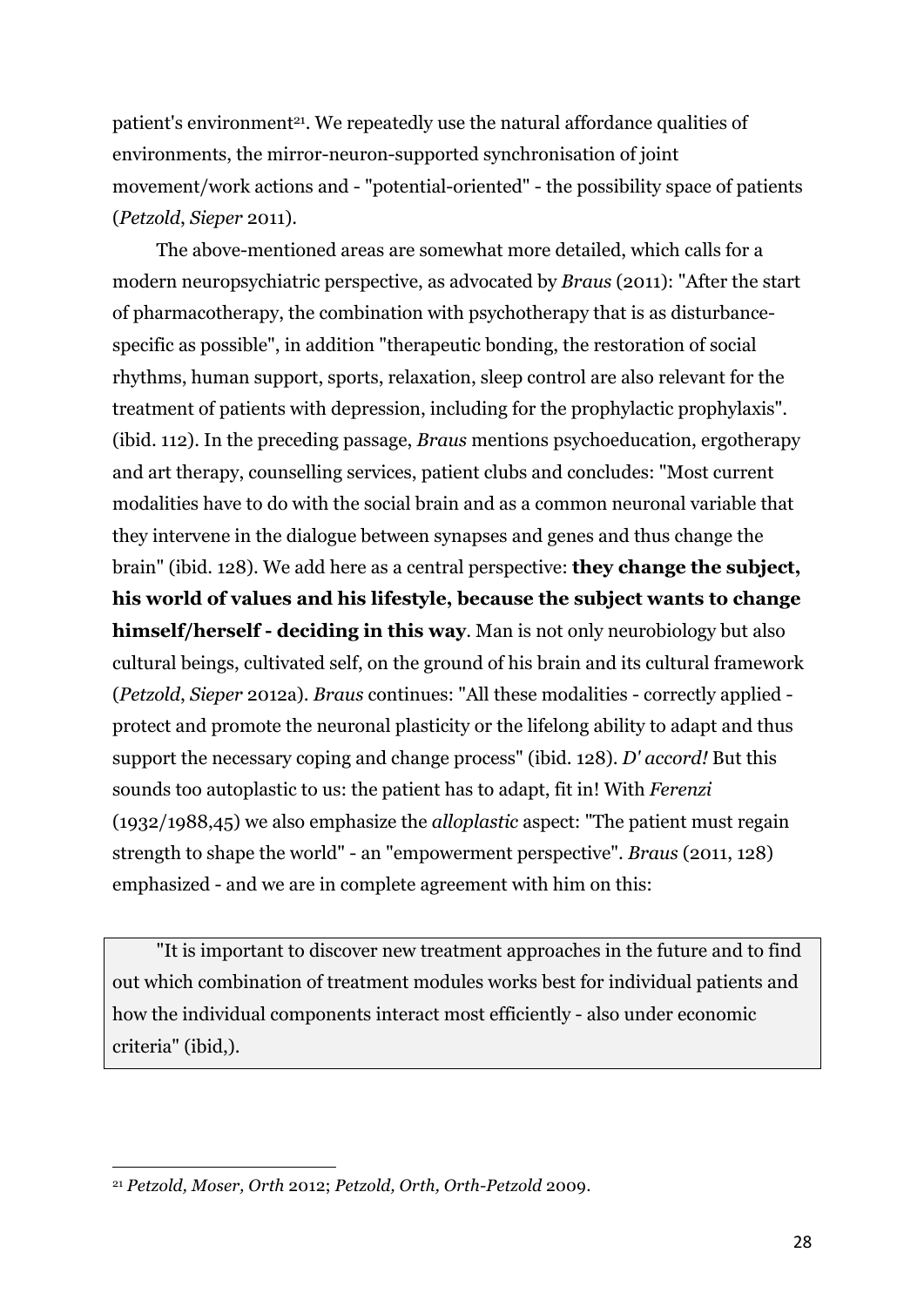patient's environment[21]. We repeatedly use the natural affordance qualities of environments, the mirror-neuron-supported synchronisation of joint movement/work actions and - "potential-oriented" - the possibility space of patients (*Petzold*, *Sieper* 2011).

The above-mentioned areas are somewhat more detailed, which calls for a modern neuropsychiatric perspective, as advocated by *Braus* (2011): "After the start of pharmacotherapy, the combination with psychotherapy that is as disturbance-specific as possible", in addition "therapeutic bonding, the restoration of social rhythms, human support, sports, relaxation, sleep control are also relevant for the treatment of patients with depression, including for the prophylactic prophylaxis". (ibid. 112). In the preceding passage, *Braus* mentions psychoeducation, ergotherapy and art therapy, counselling services, patient clubs and concludes: "Most current modalities have to do with the social brain and as a common neuronal variable that they intervene in the dialogue between synapses and genes and thus change the brain" (ibid. 128). We add here as a central perspective: **they change the subject, his world of values and his lifestyle, because the subject wants to change himself/herself - deciding in this way**. Man is not only neurobiology but also cultural beings, cultivated self, on the ground of his brain and its cultural framework (*Petzold*, *Sieper* 2012a). *Braus* continues: "All these modalities - correctly applied - protect and promote the neuronal plasticity or the lifelong ability to adapt and thus support the necessary coping and change process" (ibid. 128). *D' accord!* But this sounds too autoplastic to us: the patient has to adapt, fit in! With *Ferenzi* (1932/1988,45) we also emphasize the *alloplastic* aspect: "The patient must regain strength to shape the world" - an "empowerment perspective". *Braus* (2011, 128) emphasized - and we are in complete agreement with him on this:

> "It is important to discover new treatment approaches in the future and to find out which combination of treatment modules works best for individual patients and how the individual components interact most efficiently - also under economic criteria" (ibid,).

---

[21] *Petzold, Moser, Orth* 2012; *Petzold, Orth, Orth-Petzold* 2009.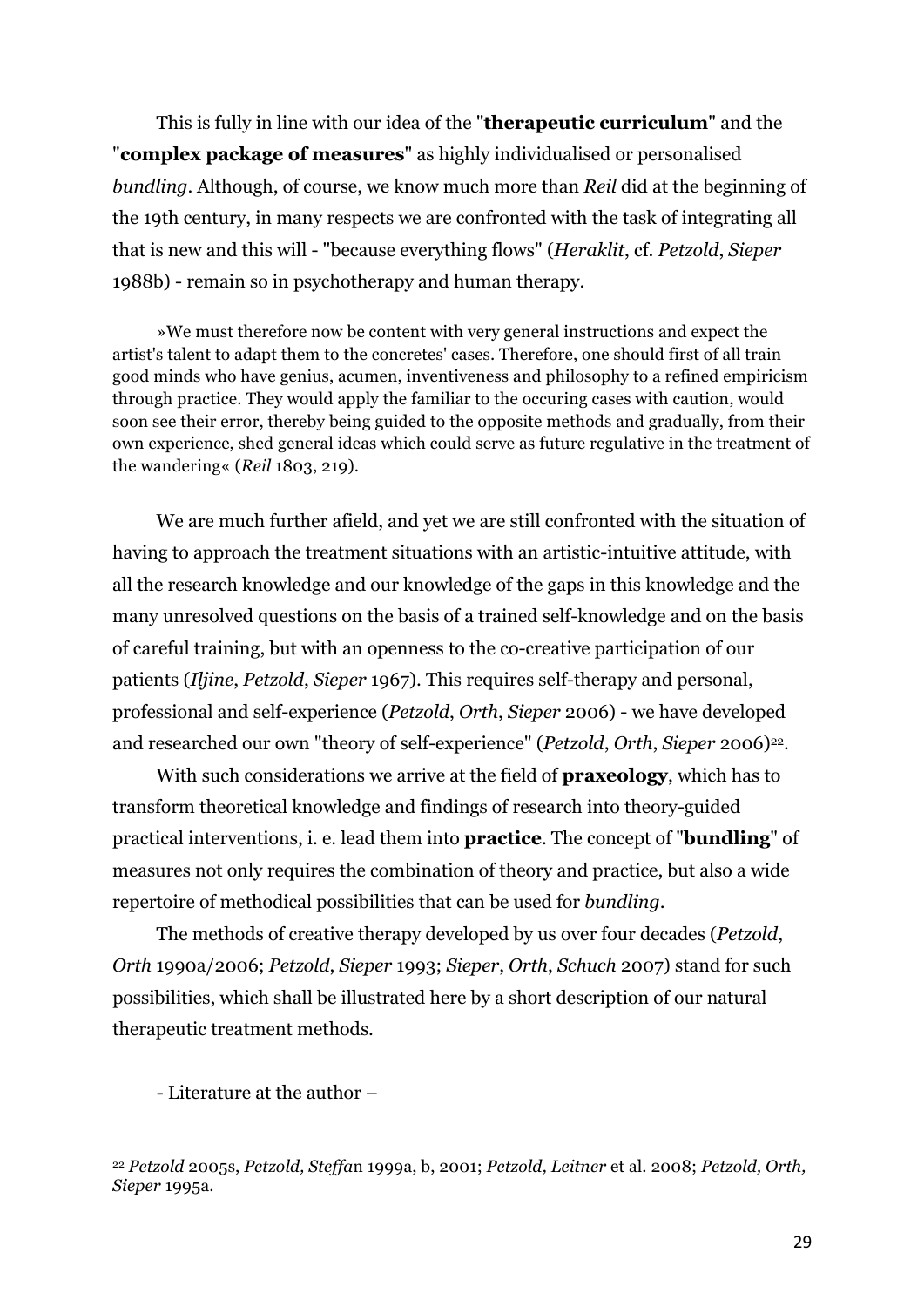This is fully in line with our idea of the "**therapeutic curriculum**" and the "**complex package of measures**" as highly individualised or personalised *bundling*. Although, of course, we know much more than *Reil* did at the beginning of the 19th century, in many respects we are confronted with the task of integrating all that is new and this will - "because everything flows" (*Heraklit*, cf. *Petzold*, *Sieper* 1988b) - remain so in psychotherapy and human therapy.

> »We must therefore now be content with very general instructions and expect the artist's talent to adapt them to the concretes' cases. Therefore, one should first of all train good minds who have genius, acumen, inventiveness and philosophy to a refined empiricism through practice. They would apply the familiar to the occuring cases with caution, would soon see their error, thereby being guided to the opposite methods and gradually, from their own experience, shed general ideas which could serve as future regulative in the treatment of the wandering« (*Reil* 1803, 219).

We are much further afield, and yet we are still confronted with the situation of having to approach the treatment situations with an artistic-intuitive attitude, with all the research knowledge and our knowledge of the gaps in this knowledge and the many unresolved questions on the basis of a trained self-knowledge and on the basis of careful training, but with an openness to the co-creative participation of our patients (*Iljine*, *Petzold*, *Sieper* 1967). This requires self-therapy and personal, professional and self-experience (*Petzold*, *Orth*, *Sieper* 2006) - we have developed and researched our own "theory of self-experience" (*Petzold*, *Orth*, *Sieper* 2006)[22].

With such considerations we arrive at the field of **praxeology**, which has to transform theoretical knowledge and findings of research into theory-guided practical interventions, i. e. lead them into **practice**. The concept of "**bundling**" of measures not only requires the combination of theory and practice, but also a wide repertoire of methodical possibilities that can be used for *bundling*.

The methods of creative therapy developed by us over four decades (*Petzold*, *Orth* 1990a/2006; *Petzold*, *Sieper* 1993; *Sieper*, *Orth*, *Schuch* 2007) stand for such possibilities, which shall be illustrated here by a short description of our natural therapeutic treatment methods.

- Literature at the author –

---

[22] *Petzold* 2005s, *Petzold, Steffan* 1999a, b, 2001; *Petzold, Leitner* et al. 2008; *Petzold, Orth, Sieper* 1995a.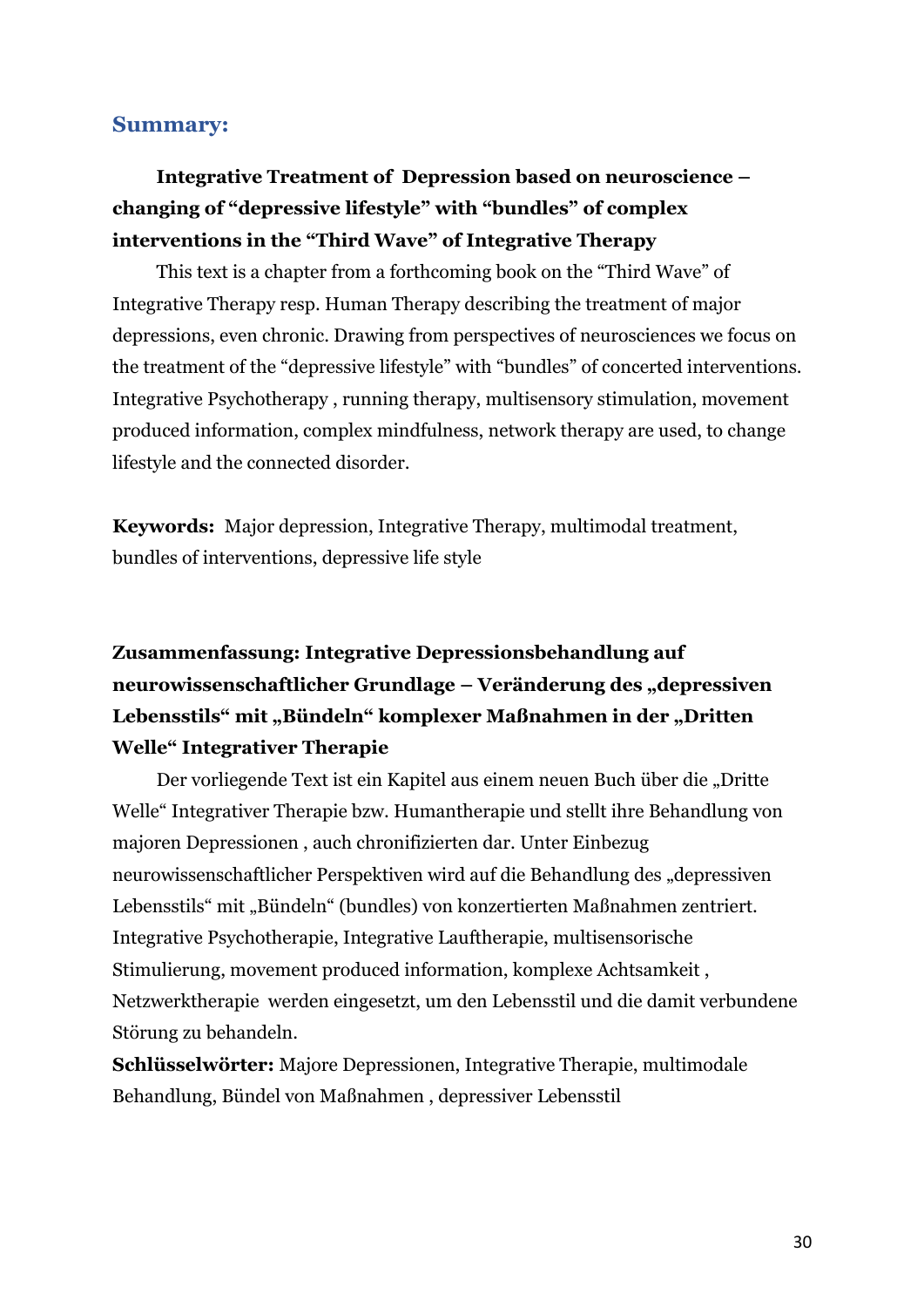## Summary:

**Integrative Treatment of Depression based on neuroscience – changing of "depressive lifestyle" with "bundles" of complex interventions in the "Third Wave" of Integrative Therapy**

This text is a chapter from a forthcoming book on the "Third Wave" of Integrative Therapy resp. Human Therapy describing the treatment of major depressions, even chronic. Drawing from perspectives of neurosciences we focus on the treatment of the "depressive lifestyle" with "bundles" of concerted interventions. Integrative Psychotherapy , running therapy, multisensory stimulation, movement produced information, complex mindfulness, network therapy are used, to change lifestyle and the connected disorder.

**Keywords:** Major depression, Integrative Therapy, multimodal treatment, bundles of interventions, depressive life style

**Zusammenfassung: Integrative Depressionsbehandlung auf neurowissenschaftlicher Grundlage – Veränderung des „depressiven Lebensstils" mit „Bündeln" komplexer Maßnahmen in der „Dritten Welle" Integrativer Therapie**

Der vorliegende Text ist ein Kapitel aus einem neuen Buch über die „Dritte Welle" Integrativer Therapie bzw. Humantherapie und stellt ihre Behandlung von majoren Depressionen , auch chronifizierten dar. Unter Einbezug neurowissenschaftlicher Perspektiven wird auf die Behandlung des „depressiven Lebensstils" mit „Bündeln" (bundles) von konzertierten Maßnahmen zentriert. Integrative Psychotherapie, Integrative Lauftherapie, multisensorische Stimulierung, movement produced information, komplexe Achtsamkeit , Netzwerktherapie werden eingesetzt, um den Lebensstil und die damit verbundene Störung zu behandeln.

**Schlüsselwörter:** Majore Depressionen, Integrative Therapie, multimodale Behandlung, Bündel von Maßnahmen , depressiver Lebensstil